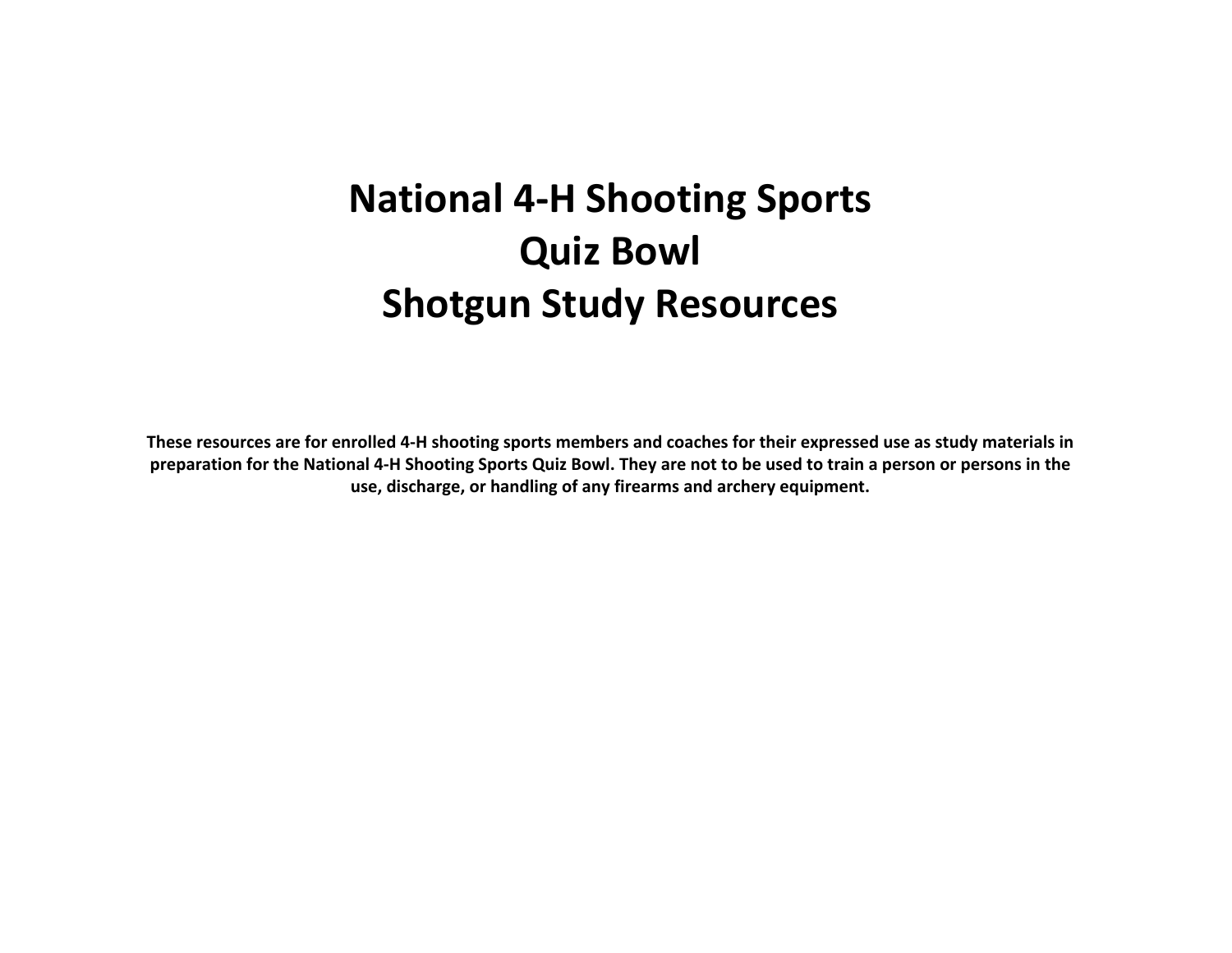# National 4-H Shooting Sports
# Quiz Bowl
# Shotgun Study Resources

**These resources are for enrolled 4-H shooting sports members and coaches for their expressed use as study materials in preparation for the National 4-H Shooting Sports Quiz Bowl. They are not to be used to train a person or persons in the use, discharge, or handling of any firearms and archery equipment.**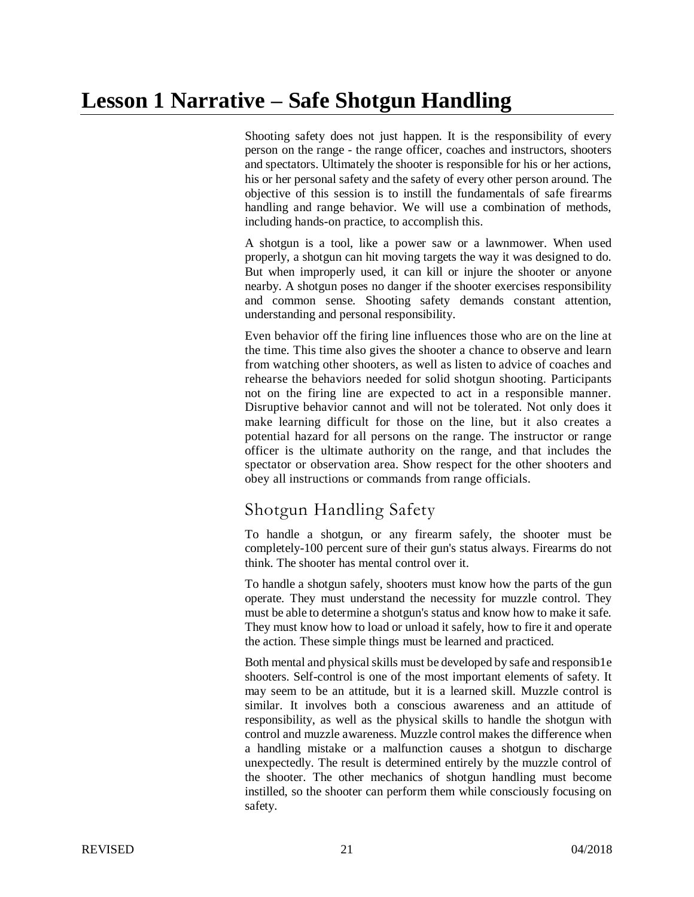# Lesson 1 Narrative – Safe Shotgun Handling

Shooting safety does not just happen. It is the responsibility of every person on the range - the range officer, coaches and instructors, shooters and spectators. Ultimately the shooter is responsible for his or her actions, his or her personal safety and the safety of every other person around. The objective of this session is to instill the fundamentals of safe firearms handling and range behavior. We will use a combination of methods, including hands-on practice, to accomplish this.

A shotgun is a tool, like a power saw or a lawnmower. When used properly, a shotgun can hit moving targets the way it was designed to do. But when improperly used, it can kill or injure the shooter or anyone nearby. A shotgun poses no danger if the shooter exercises responsibility and common sense. Shooting safety demands constant attention, understanding and personal responsibility.

Even behavior off the firing line influences those who are on the line at the time. This time also gives the shooter a chance to observe and learn from watching other shooters, as well as listen to advice of coaches and rehearse the behaviors needed for solid shotgun shooting. Participants not on the firing line are expected to act in a responsible manner. Disruptive behavior cannot and will not be tolerated. Not only does it make learning difficult for those on the line, but it also creates a potential hazard for all persons on the range. The instructor or range officer is the ultimate authority on the range, and that includes the spectator or observation area. Show respect for the other shooters and obey all instructions or commands from range officials.

## Shotgun Handling Safety

To handle a shotgun, or any firearm safely, the shooter must be completely-100 percent sure of their gun's status always. Firearms do not think. The shooter has mental control over it.

To handle a shotgun safely, shooters must know how the parts of the gun operate. They must understand the necessity for muzzle control. They must be able to determine a shotgun's status and know how to make it safe. They must know how to load or unload it safely, how to fire it and operate the action. These simple things must be learned and practiced.

Both mental and physical skills must be developed by safe and responsib1e shooters. Self-control is one of the most important elements of safety. It may seem to be an attitude, but it is a learned skill. Muzzle control is similar. It involves both a conscious awareness and an attitude of responsibility, as well as the physical skills to handle the shotgun with control and muzzle awareness. Muzzle control makes the difference when a handling mistake or a malfunction causes a shotgun to discharge unexpectedly. The result is determined entirely by the muzzle control of the shooter. The other mechanics of shotgun handling must become instilled, so the shooter can perform them while consciously focusing on safety.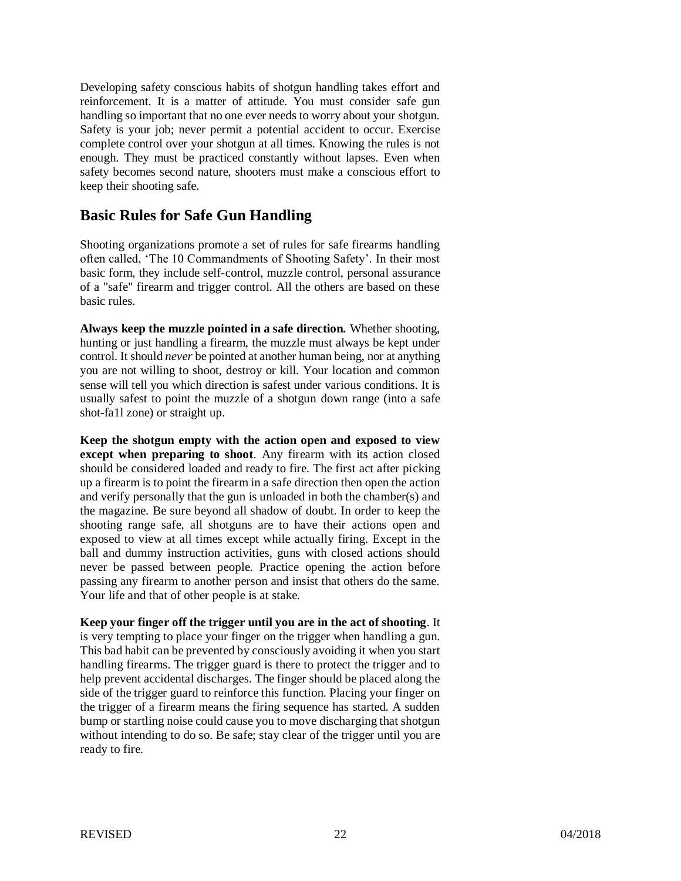Developing safety conscious habits of shotgun handling takes effort and reinforcement. It is a matter of attitude. You must consider safe gun handling so important that no one ever needs to worry about your shotgun. Safety is your job; never permit a potential accident to occur. Exercise complete control over your shotgun at all times. Knowing the rules is not enough. They must be practiced constantly without lapses. Even when safety becomes second nature, shooters must make a conscious effort to keep their shooting safe.

## Basic Rules for Safe Gun Handling

Shooting organizations promote a set of rules for safe firearms handling often called, 'The 10 Commandments of Shooting Safety'. In their most basic form, they include self-control, muzzle control, personal assurance of a "safe" firearm and trigger control. All the others are based on these basic rules.

**Always keep the muzzle pointed in a safe direction.** Whether shooting, hunting or just handling a firearm, the muzzle must always be kept under control. It should *never* be pointed at another human being, nor at anything you are not willing to shoot, destroy or kill. Your location and common sense will tell you which direction is safest under various conditions. It is usually safest to point the muzzle of a shotgun down range (into a safe shot-fa1l zone) or straight up.

**Keep the shotgun empty with the action open and exposed to view except when preparing to shoot**. Any firearm with its action closed should be considered loaded and ready to fire. The first act after picking up a firearm is to point the firearm in a safe direction then open the action and verify personally that the gun is unloaded in both the chamber(s) and the magazine. Be sure beyond all shadow of doubt. In order to keep the shooting range safe, all shotguns are to have their actions open and exposed to view at all times except while actually firing. Except in the ball and dummy instruction activities, guns with closed actions should never be passed between people. Practice opening the action before passing any firearm to another person and insist that others do the same. Your life and that of other people is at stake.

**Keep your finger off the trigger until you are in the act of shooting**. It is very tempting to place your finger on the trigger when handling a gun. This bad habit can be prevented by consciously avoiding it when you start handling firearms. The trigger guard is there to protect the trigger and to help prevent accidental discharges. The finger should be placed along the side of the trigger guard to reinforce this function. Placing your finger on the trigger of a firearm means the firing sequence has started. A sudden bump or startling noise could cause you to move discharging that shotgun without intending to do so. Be safe; stay clear of the trigger until you are ready to fire.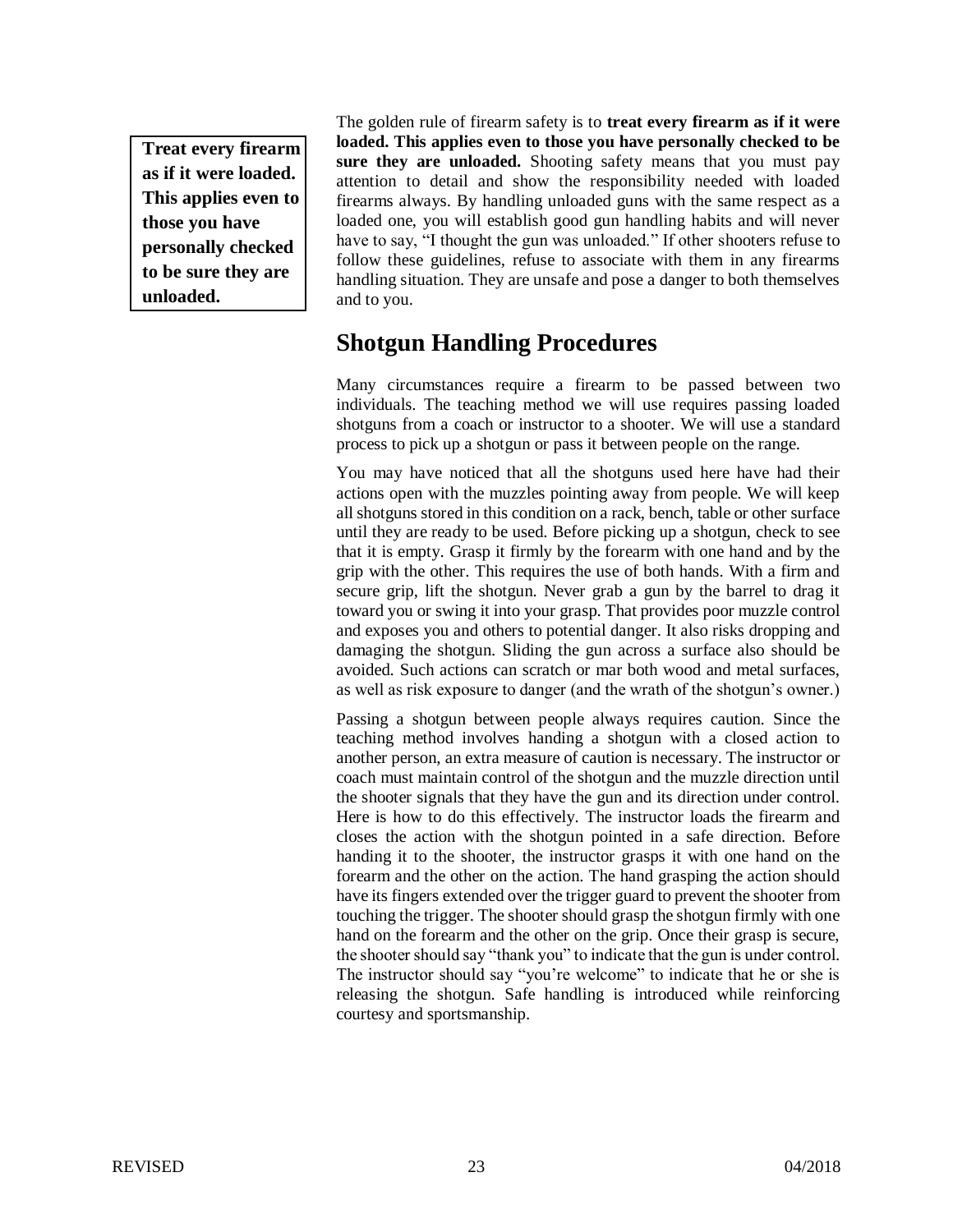**Treat every firearm as if it were loaded. This applies even to those you have personally checked to be sure they are unloaded.**

The golden rule of firearm safety is to **treat every firearm as if it were loaded. This applies even to those you have personally checked to be sure they are unloaded.** Shooting safety means that you must pay attention to detail and show the responsibility needed with loaded firearms always. By handling unloaded guns with the same respect as a loaded one, you will establish good gun handling habits and will never have to say, "I thought the gun was unloaded." If other shooters refuse to follow these guidelines, refuse to associate with them in any firearms handling situation. They are unsafe and pose a danger to both themselves and to you.

## Shotgun Handling Procedures

Many circumstances require a firearm to be passed between two individuals. The teaching method we will use requires passing loaded shotguns from a coach or instructor to a shooter. We will use a standard process to pick up a shotgun or pass it between people on the range.

You may have noticed that all the shotguns used here have had their actions open with the muzzles pointing away from people. We will keep all shotguns stored in this condition on a rack, bench, table or other surface until they are ready to be used. Before picking up a shotgun, check to see that it is empty. Grasp it firmly by the forearm with one hand and by the grip with the other. This requires the use of both hands. With a firm and secure grip, lift the shotgun. Never grab a gun by the barrel to drag it toward you or swing it into your grasp. That provides poor muzzle control and exposes you and others to potential danger. It also risks dropping and damaging the shotgun. Sliding the gun across a surface also should be avoided. Such actions can scratch or mar both wood and metal surfaces, as well as risk exposure to danger (and the wrath of the shotgun's owner.)

Passing a shotgun between people always requires caution. Since the teaching method involves handing a shotgun with a closed action to another person, an extra measure of caution is necessary. The instructor or coach must maintain control of the shotgun and the muzzle direction until the shooter signals that they have the gun and its direction under control. Here is how to do this effectively. The instructor loads the firearm and closes the action with the shotgun pointed in a safe direction. Before handing it to the shooter, the instructor grasps it with one hand on the forearm and the other on the action. The hand grasping the action should have its fingers extended over the trigger guard to prevent the shooter from touching the trigger. The shooter should grasp the shotgun firmly with one hand on the forearm and the other on the grip. Once their grasp is secure, the shooter should say "thank you" to indicate that the gun is under control. The instructor should say "you're welcome" to indicate that he or she is releasing the shotgun. Safe handling is introduced while reinforcing courtesy and sportsmanship.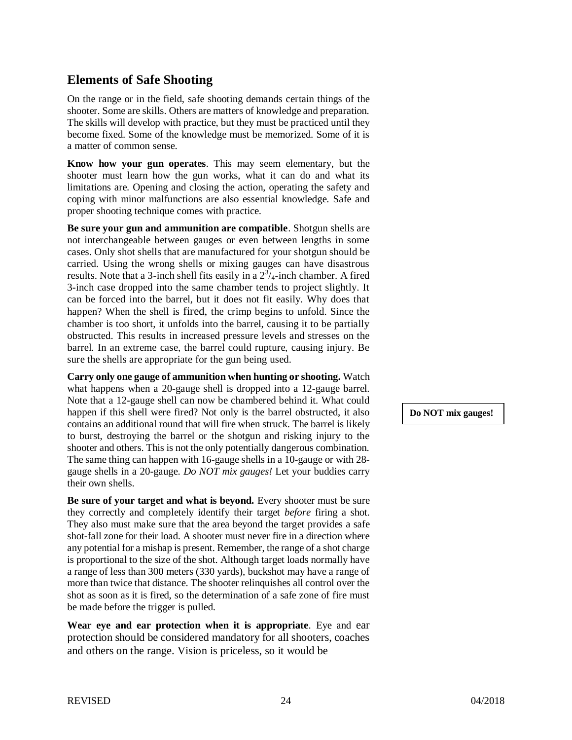## Elements of Safe Shooting

On the range or in the field, safe shooting demands certain things of the shooter. Some are skills. Others are matters of knowledge and preparation. The skills will develop with practice, but they must be practiced until they become fixed. Some of the knowledge must be memorized. Some of it is a matter of common sense.

**Know how your gun operates**. This may seem elementary, but the shooter must learn how the gun works, what it can do and what its limitations are. Opening and closing the action, operating the safety and coping with minor malfunctions are also essential knowledge. Safe and proper shooting technique comes with practice.

**Be sure your gun and ammunition are compatible**. Shotgun shells are not interchangeable between gauges or even between lengths in some cases. Only shot shells that are manufactured for your shotgun should be carried. Using the wrong shells or mixing gauges can have disastrous results. Note that a 3-inch shell fits easily in a $2^3/_4$-inch chamber. A fired 3-inch case dropped into the same chamber tends to project slightly. It can be forced into the barrel, but it does not fit easily. Why does that happen? When the shell is fired, the crimp begins to unfold. Since the chamber is too short, it unfolds into the barrel, causing it to be partially obstructed. This results in increased pressure levels and stresses on the barrel. In an extreme case, the barrel could rupture, causing injury. Be sure the shells are appropriate for the gun being used.

**Carry only one gauge of ammunition when hunting or shooting.** Watch what happens when a 20-gauge shell is dropped into a 12-gauge barrel. Note that a 12-gauge shell can now be chambered behind it. What could happen if this shell were fired? Not only is the barrel obstructed, it also contains an additional round that will fire when struck. The barrel is likely to burst, destroying the barrel or the shotgun and risking injury to the shooter and others. This is not the only potentially dangerous combination. The same thing can happen with 16-gauge shells in a 10-gauge or with 28-gauge shells in a 20-gauge. *Do NOT mix gauges!* Let your buddies carry their own shells.

**Do NOT mix gauges!**

**Be sure of your target and what is beyond.** Every shooter must be sure they correctly and completely identify their target *before* firing a shot. They also must make sure that the area beyond the target provides a safe shot-fall zone for their load. A shooter must never fire in a direction where any potential for a mishap is present. Remember, the range of a shot charge is proportional to the size of the shot. Although target loads normally have a range of less than 300 meters (330 yards), buckshot may have a range of more than twice that distance. The shooter relinquishes all control over the shot as soon as it is fired, so the determination of a safe zone of fire must be made before the trigger is pulled.

**Wear eye and ear protection when it is appropriate**. Eye and ear protection should be considered mandatory for all shooters, coaches and others on the range. Vision is priceless, so it would be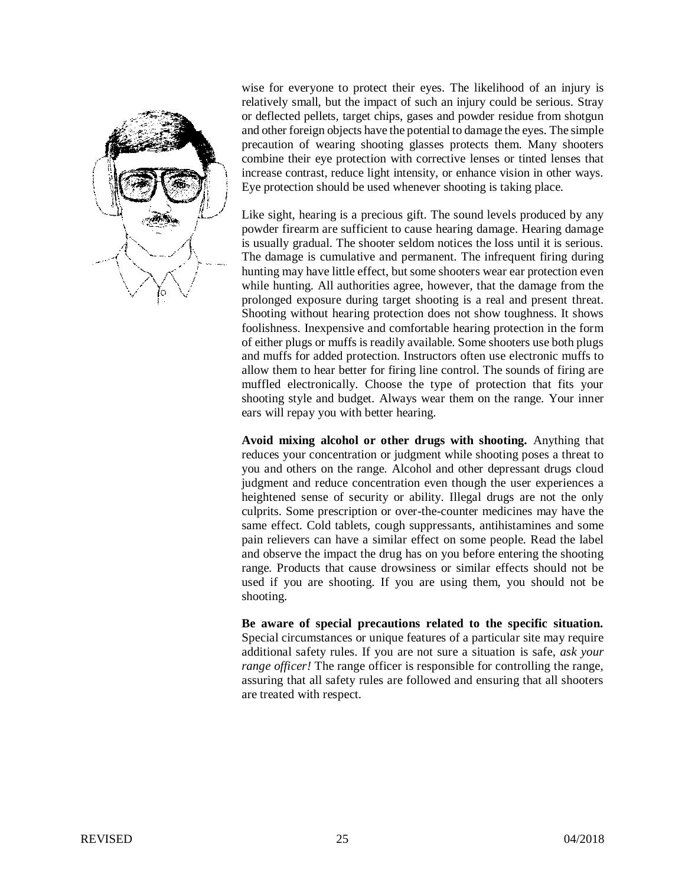wise for everyone to protect their eyes. The likelihood of an injury is relatively small, but the impact of such an injury could be serious. Stray or deflected pellets, target chips, gases and powder residue from shotgun and other foreign objects have the potential to damage the eyes. The simple precaution of wearing shooting glasses protects them. Many shooters combine their eye protection with corrective lenses or tinted lenses that increase contrast, reduce light intensity, or enhance vision in other ways. Eye protection should be used whenever shooting is taking place.

Like sight, hearing is a precious gift. The sound levels produced by any powder firearm are sufficient to cause hearing damage. Hearing damage is usually gradual. The shooter seldom notices the loss until it is serious. The damage is cumulative and permanent. The infrequent firing during hunting may have little effect, but some shooters wear ear protection even while hunting. All authorities agree, however, that the damage from the prolonged exposure during target shooting is a real and present threat. Shooting without hearing protection does not show toughness. It shows foolishness. Inexpensive and comfortable hearing protection in the form of either plugs or muffs is readily available. Some shooters use both plugs and muffs for added protection. Instructors often use electronic muffs to allow them to hear better for firing line control. The sounds of firing are muffled electronically. Choose the type of protection that fits your shooting style and budget. Always wear them on the range. Your inner ears will repay you with better hearing.

**Avoid mixing alcohol or other drugs with shooting.** Anything that reduces your concentration or judgment while shooting poses a threat to you and others on the range. Alcohol and other depressant drugs cloud judgment and reduce concentration even though the user experiences a heightened sense of security or ability. Illegal drugs are not the only culprits. Some prescription or over-the-counter medicines may have the same effect. Cold tablets, cough suppressants, antihistamines and some pain relievers can have a similar effect on some people. Read the label and observe the impact the drug has on you before entering the shooting range. Products that cause drowsiness or similar effects should not be used if you are shooting. If you are using them, you should not be shooting.

**Be aware of special precautions related to the specific situation.** Special circumstances or unique features of a particular site may require additional safety rules. If you are not sure a situation is safe, *ask your range officer!* The range officer is responsible for controlling the range, assuring that all safety rules are followed and ensuring that all shooters are treated with respect.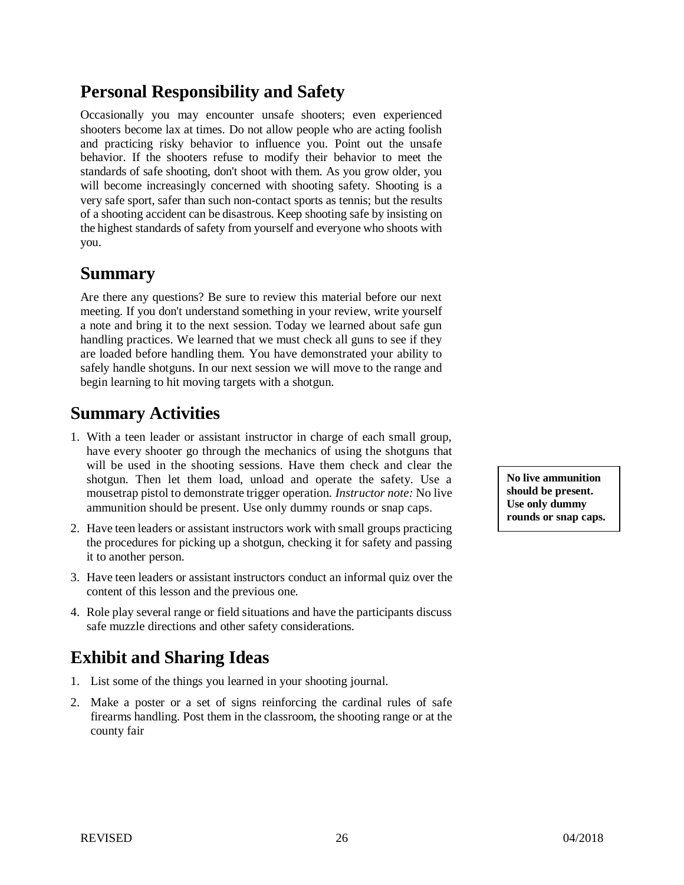## Personal Responsibility and Safety

Occasionally you may encounter unsafe shooters; even experienced shooters become lax at times. Do not allow people who are acting foolish and practicing risky behavior to influence you. Point out the unsafe behavior. If the shooters refuse to modify their behavior to meet the standards of safe shooting, don't shoot with them. As you grow older, you will become increasingly concerned with shooting safety. Shooting is a very safe sport, safer than such non-contact sports as tennis; but the results of a shooting accident can be disastrous. Keep shooting safe by insisting on the highest standards of safety from yourself and everyone who shoots with you.

## Summary

Are there any questions? Be sure to review this material before our next meeting. If you don't understand something in your review, write yourself a note and bring it to the next session. Today we learned about safe gun handling practices. We learned that we must check all guns to see if they are loaded before handling them. You have demonstrated your ability to safely handle shotguns. In our next session we will move to the range and begin learning to hit moving targets with a shotgun.

# Summary Activities

1. With a teen leader or assistant instructor in charge of each small group, have every shooter go through the mechanics of using the shotguns that will be used in the shooting sessions. Have them check and clear the shotgun. Then let them load, unload and operate the safety. Use a mousetrap pistol to demonstrate trigger operation. *Instructor note:* No live ammunition should be present. Use only dummy rounds or snap caps.

**No live ammunition should be present. Use only dummy rounds or snap caps.**

2. Have teen leaders or assistant instructors work with small groups practicing the procedures for picking up a shotgun, checking it for safety and passing it to another person.
3. Have teen leaders or assistant instructors conduct an informal quiz over the content of this lesson and the previous one.
4. Role play several range or field situations and have the participants discuss safe muzzle directions and other safety considerations.

# Exhibit and Sharing Ideas

1. List some of the things you learned in your shooting journal.
2. Make a poster or a set of signs reinforcing the cardinal rules of safe firearms handling. Post them in the classroom, the shooting range or at the county fair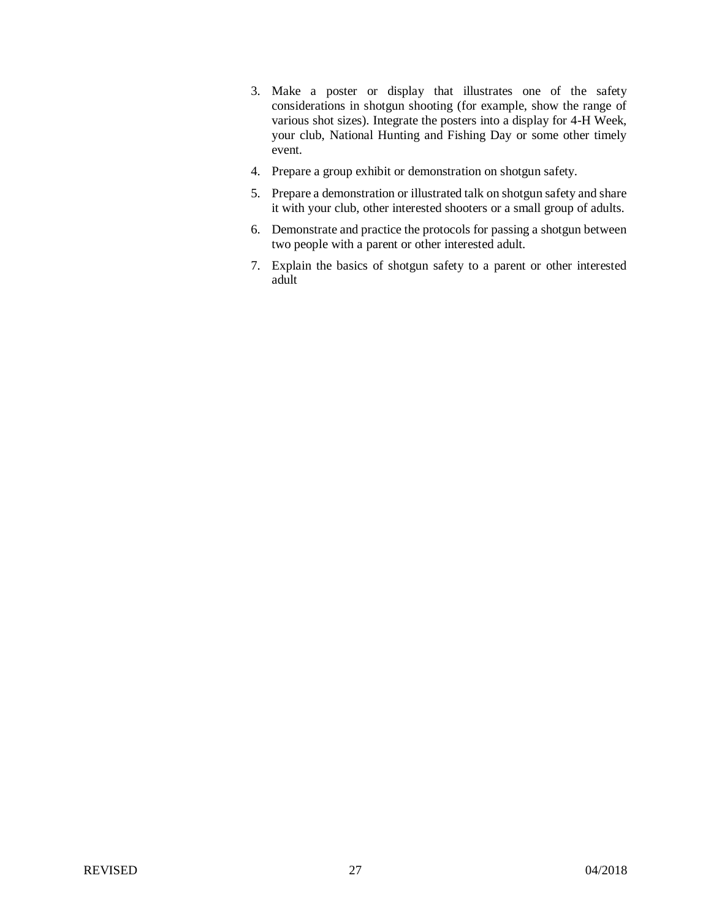3. Make a poster or display that illustrates one of the safety considerations in shotgun shooting (for example, show the range of various shot sizes). Integrate the posters into a display for 4-H Week, your club, National Hunting and Fishing Day or some other timely event.
4. Prepare a group exhibit or demonstration on shotgun safety.
5. Prepare a demonstration or illustrated talk on shotgun safety and share it with your club, other interested shooters or a small group of adults.
6. Demonstrate and practice the protocols for passing a shotgun between two people with a parent or other interested adult.
7. Explain the basics of shotgun safety to a parent or other interested adult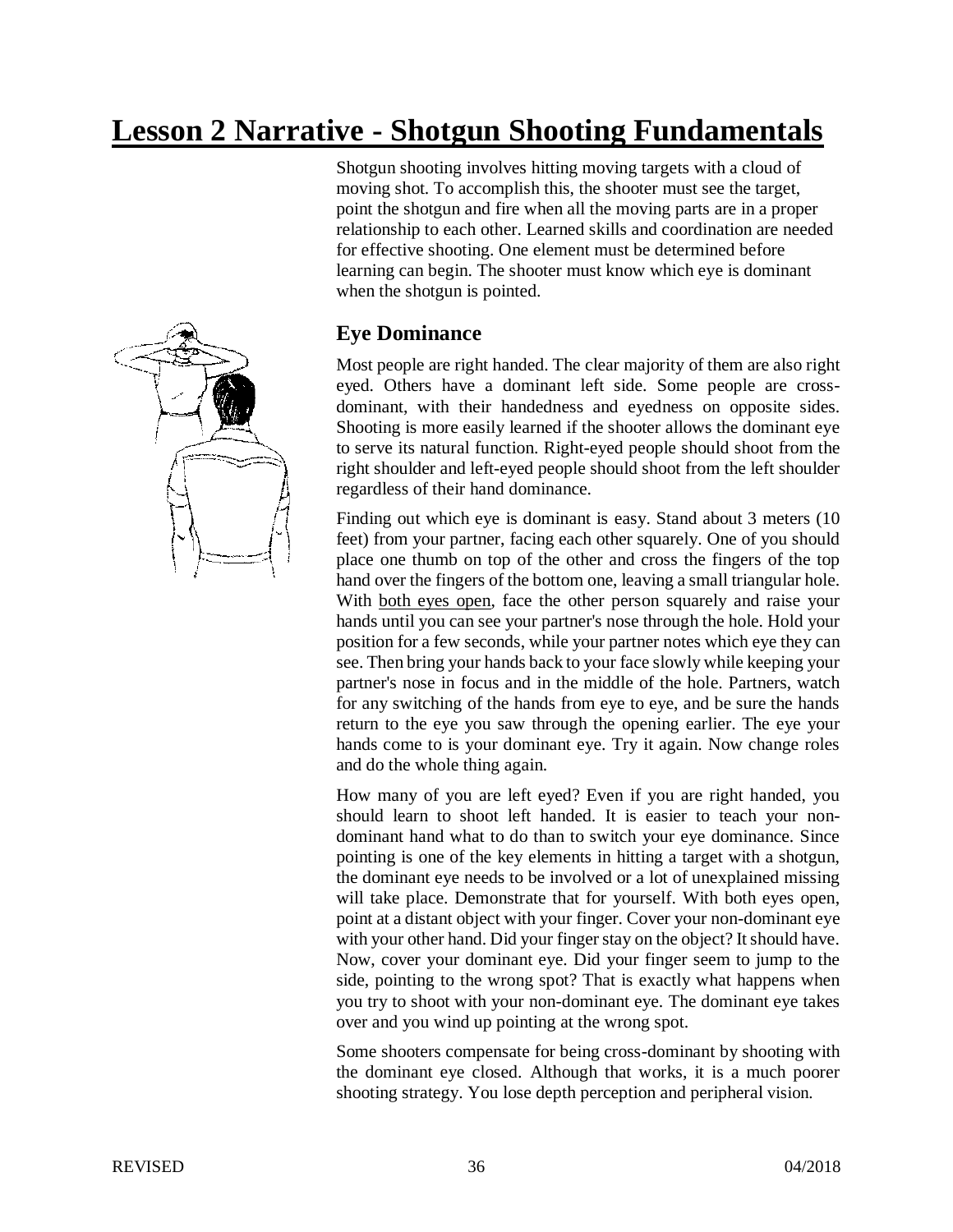# Lesson 2 Narrative - Shotgun Shooting Fundamentals

Shotgun shooting involves hitting moving targets with a cloud of moving shot. To accomplish this, the shooter must see the target, point the shotgun and fire when all the moving parts are in a proper relationship to each other. Learned skills and coordination are needed for effective shooting. One element must be determined before learning can begin. The shooter must know which eye is dominant when the shotgun is pointed.

## Eye Dominance

Most people are right handed. The clear majority of them are also right eyed. Others have a dominant left side. Some people are cross-dominant, with their handedness and eyedness on opposite sides. Shooting is more easily learned if the shooter allows the dominant eye to serve its natural function. Right-eyed people should shoot from the right shoulder and left-eyed people should shoot from the left shoulder regardless of their hand dominance.

Finding out which eye is dominant is easy. Stand about 3 meters (10 feet) from your partner, facing each other squarely. One of you should place one thumb on top of the other and cross the fingers of the top hand over the fingers of the bottom one, leaving a small triangular hole. With both eyes open, face the other person squarely and raise your hands until you can see your partner's nose through the hole. Hold your position for a few seconds, while your partner notes which eye they can see. Then bring your hands back to your face slowly while keeping your partner's nose in focus and in the middle of the hole. Partners, watch for any switching of the hands from eye to eye, and be sure the hands return to the eye you saw through the opening earlier. The eye your hands come to is your dominant eye. Try it again. Now change roles and do the whole thing again.

How many of you are left eyed? Even if you are right handed, you should learn to shoot left handed. It is easier to teach your non-dominant hand what to do than to switch your eye dominance. Since pointing is one of the key elements in hitting a target with a shotgun, the dominant eye needs to be involved or a lot of unexplained missing will take place. Demonstrate that for yourself. With both eyes open, point at a distant object with your finger. Cover your non-dominant eye with your other hand. Did your finger stay on the object? It should have. Now, cover your dominant eye. Did your finger seem to jump to the side, pointing to the wrong spot? That is exactly what happens when you try to shoot with your non-dominant eye. The dominant eye takes over and you wind up pointing at the wrong spot.

Some shooters compensate for being cross-dominant by shooting with the dominant eye closed. Although that works, it is a much poorer shooting strategy. You lose depth perception and peripheral vision.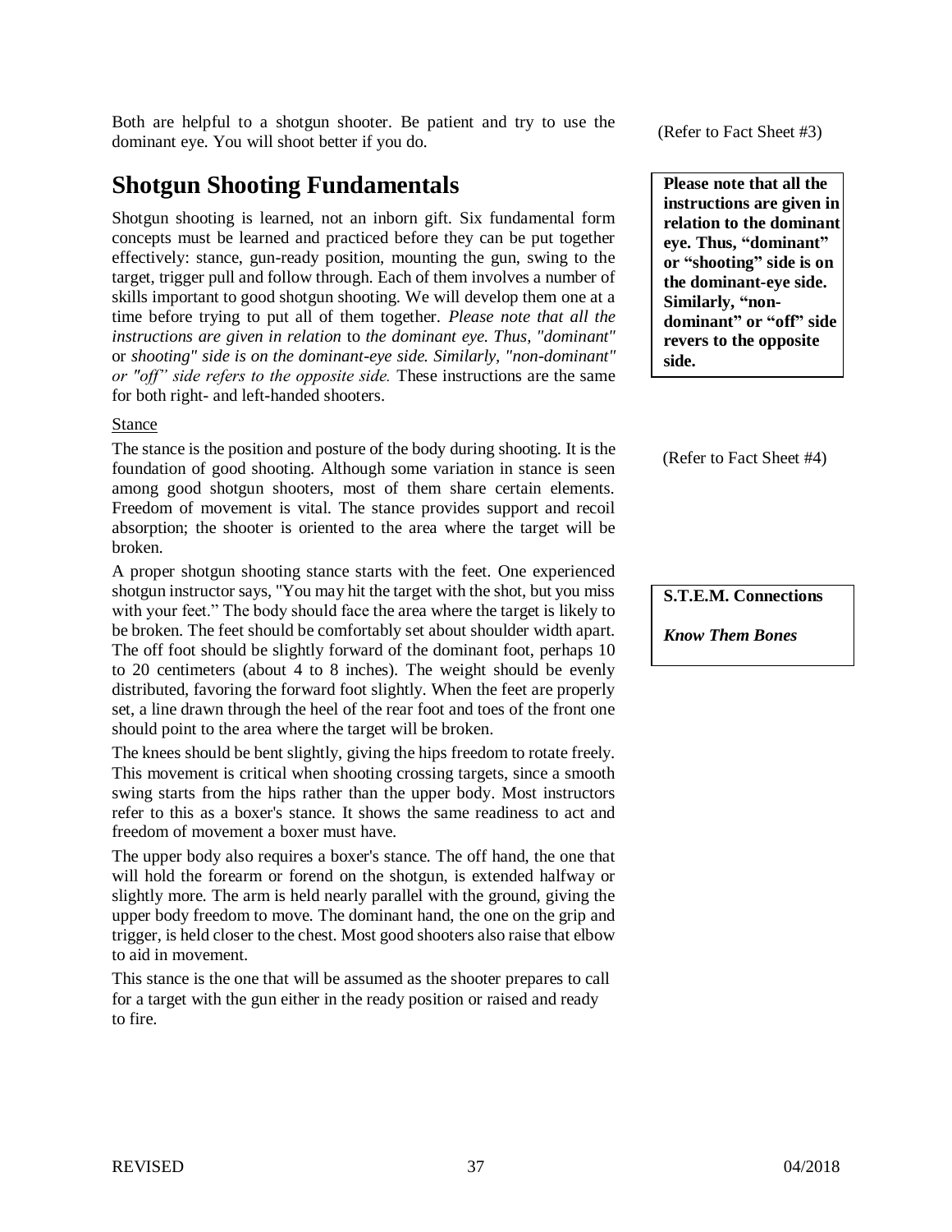Both are helpful to a shotgun shooter. Be patient and try to use the dominant eye. You will shoot better if you do.

(Refer to Fact Sheet #3)

## Shotgun Shooting Fundamentals

Shotgun shooting is learned, not an inborn gift. Six fundamental form concepts must be learned and practiced before they can be put together effectively: stance, gun-ready position, mounting the gun, swing to the target, trigger pull and follow through. Each of them involves a number of skills important to good shotgun shooting. We will develop them one at a time before trying to put all of them together. *Please note that all the instructions are given in relation* to *the dominant eye. Thus, "dominant"* or *shooting" side is on the dominant-eye side. Similarly, "non-dominant" or "off" side refers to the opposite side.* These instructions are the same for both right- and left-handed shooters.

**Please note that all the instructions are given in relation to the dominant eye. Thus, "dominant" or "shooting" side is on the dominant-eye side. Similarly, "non-dominant" or "off" side revers to the opposite side.**

Stance

The stance is the position and posture of the body during shooting. It is the foundation of good shooting. Although some variation in stance is seen among good shotgun shooters, most of them share certain elements. Freedom of movement is vital. The stance provides support and recoil absorption; the shooter is oriented to the area where the target will be broken.

(Refer to Fact Sheet #4)

A proper shotgun shooting stance starts with the feet. One experienced shotgun instructor says, "You may hit the target with the shot, but you miss with your feet." The body should face the area where the target is likely to be broken. The feet should be comfortably set about shoulder width apart. The off foot should be slightly forward of the dominant foot, perhaps 10 to 20 centimeters (about 4 to 8 inches). The weight should be evenly distributed, favoring the forward foot slightly. When the feet are properly set, a line drawn through the heel of the rear foot and toes of the front one should point to the area where the target will be broken.

**S.T.E.M. Connections**

***Know Them Bones***

The knees should be bent slightly, giving the hips freedom to rotate freely. This movement is critical when shooting crossing targets, since a smooth swing starts from the hips rather than the upper body. Most instructors refer to this as a boxer's stance. It shows the same readiness to act and freedom of movement a boxer must have.

The upper body also requires a boxer's stance. The off hand, the one that will hold the forearm or forend on the shotgun, is extended halfway or slightly more. The arm is held nearly parallel with the ground, giving the upper body freedom to move. The dominant hand, the one on the grip and trigger, is held closer to the chest. Most good shooters also raise that elbow to aid in movement.

This stance is the one that will be assumed as the shooter prepares to call for a target with the gun either in the ready position or raised and ready to fire.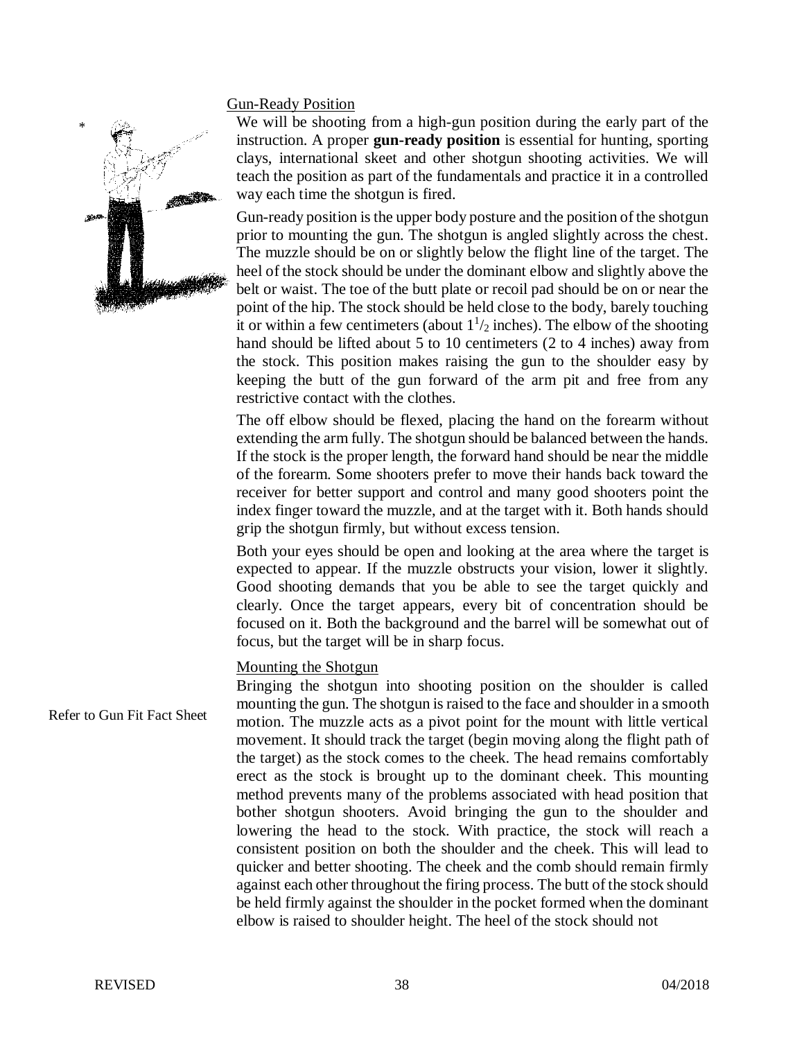## Gun-Ready Position

We will be shooting from a high-gun position during the early part of the instruction. A proper **gun-ready position** is essential for hunting, sporting clays, international skeet and other shotgun shooting activities. We will teach the position as part of the fundamentals and practice it in a controlled way each time the shotgun is fired.

Gun-ready position is the upper body posture and the position of the shotgun prior to mounting the gun. The shotgun is angled slightly across the chest. The muzzle should be on or slightly below the flight line of the target. The heel of the stock should be under the dominant elbow and slightly above the belt or waist. The toe of the butt plate or recoil pad should be on or near the point of the hip. The stock should be held close to the body, barely touching it or within a few centimeters (about $1^1/_2$ inches). The elbow of the shooting hand should be lifted about 5 to 10 centimeters (2 to 4 inches) away from the stock. This position makes raising the gun to the shoulder easy by keeping the butt of the gun forward of the arm pit and free from any restrictive contact with the clothes.

The off elbow should be flexed, placing the hand on the forearm without extending the arm fully. The shotgun should be balanced between the hands. If the stock is the proper length, the forward hand should be near the middle of the forearm. Some shooters prefer to move their hands back toward the receiver for better support and control and many good shooters point the index finger toward the muzzle, and at the target with it. Both hands should grip the shotgun firmly, but without excess tension.

Both your eyes should be open and looking at the area where the target is expected to appear. If the muzzle obstructs your vision, lower it slightly. Good shooting demands that you be able to see the target quickly and clearly. Once the target appears, every bit of concentration should be focused on it. Both the background and the barrel will be somewhat out of focus, but the target will be in sharp focus.

## Mounting the Shotgun

Refer to Gun Fit Fact Sheet

Bringing the shotgun into shooting position on the shoulder is called mounting the gun. The shotgun is raised to the face and shoulder in a smooth motion. The muzzle acts as a pivot point for the mount with little vertical movement. It should track the target (begin moving along the flight path of the target) as the stock comes to the cheek. The head remains comfortably erect as the stock is brought up to the dominant cheek. This mounting method prevents many of the problems associated with head position that bother shotgun shooters. Avoid bringing the gun to the shoulder and lowering the head to the stock. With practice, the stock will reach a consistent position on both the shoulder and the cheek. This will lead to quicker and better shooting. The cheek and the comb should remain firmly against each other throughout the firing process. The butt of the stock should be held firmly against the shoulder in the pocket formed when the dominant elbow is raised to shoulder height. The heel of the stock should not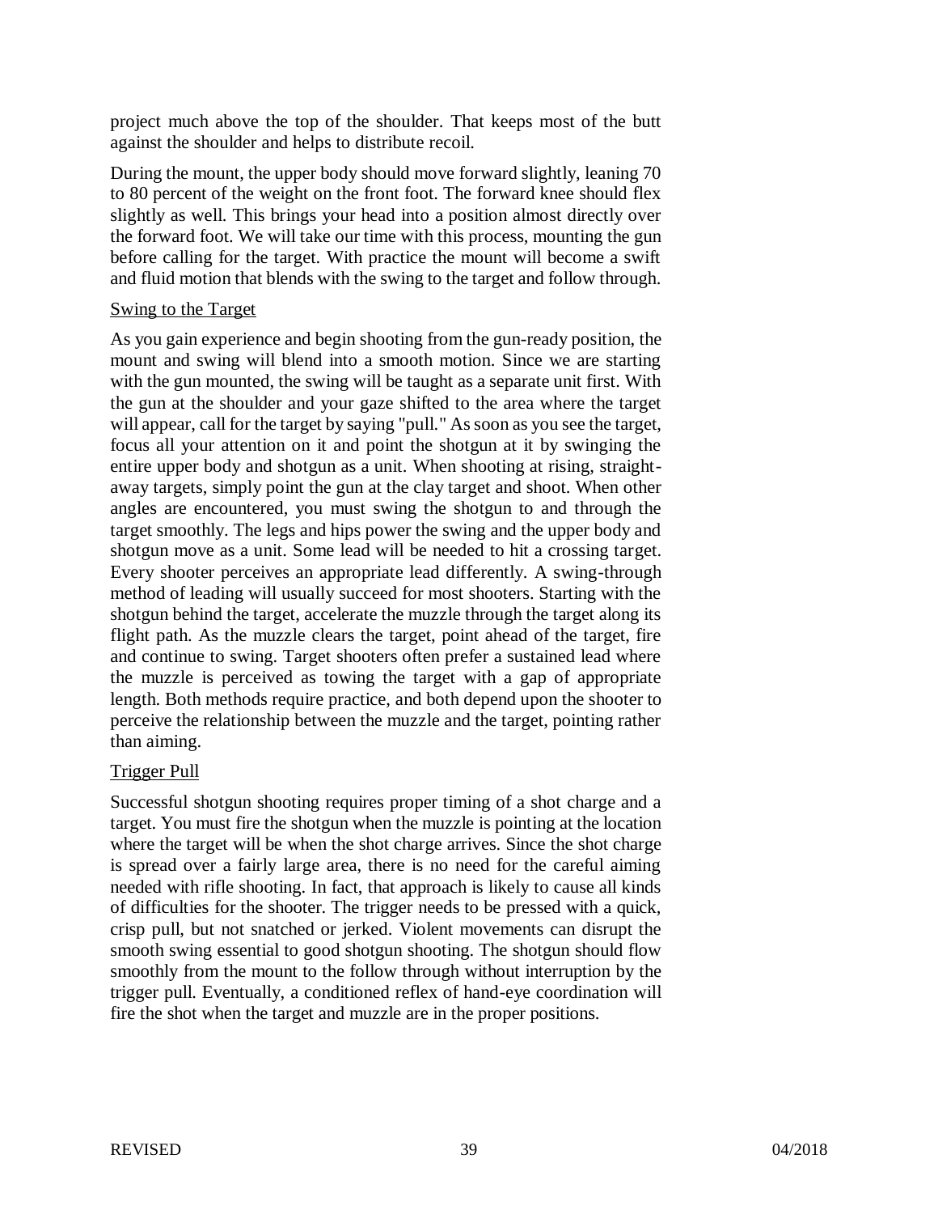project much above the top of the shoulder. That keeps most of the butt against the shoulder and helps to distribute recoil.

During the mount, the upper body should move forward slightly, leaning 70 to 80 percent of the weight on the front foot. The forward knee should flex slightly as well. This brings your head into a position almost directly over the forward foot. We will take our time with this process, mounting the gun before calling for the target. With practice the mount will become a swift and fluid motion that blends with the swing to the target and follow through.

### Swing to the Target

As you gain experience and begin shooting from the gun-ready position, the mount and swing will blend into a smooth motion. Since we are starting with the gun mounted, the swing will be taught as a separate unit first. With the gun at the shoulder and your gaze shifted to the area where the target will appear, call for the target by saying "pull." As soon as you see the target, focus all your attention on it and point the shotgun at it by swinging the entire upper body and shotgun as a unit. When shooting at rising, straight-away targets, simply point the gun at the clay target and shoot. When other angles are encountered, you must swing the shotgun to and through the target smoothly. The legs and hips power the swing and the upper body and shotgun move as a unit. Some lead will be needed to hit a crossing target. Every shooter perceives an appropriate lead differently. A swing-through method of leading will usually succeed for most shooters. Starting with the shotgun behind the target, accelerate the muzzle through the target along its flight path. As the muzzle clears the target, point ahead of the target, fire and continue to swing. Target shooters often prefer a sustained lead where the muzzle is perceived as towing the target with a gap of appropriate length. Both methods require practice, and both depend upon the shooter to perceive the relationship between the muzzle and the target, pointing rather than aiming.

### Trigger Pull

Successful shotgun shooting requires proper timing of a shot charge and a target. You must fire the shotgun when the muzzle is pointing at the location where the target will be when the shot charge arrives. Since the shot charge is spread over a fairly large area, there is no need for the careful aiming needed with rifle shooting. In fact, that approach is likely to cause all kinds of difficulties for the shooter. The trigger needs to be pressed with a quick, crisp pull, but not snatched or jerked. Violent movements can disrupt the smooth swing essential to good shotgun shooting. The shotgun should flow smoothly from the mount to the follow through without interruption by the trigger pull. Eventually, a conditioned reflex of hand-eye coordination will fire the shot when the target and muzzle are in the proper positions.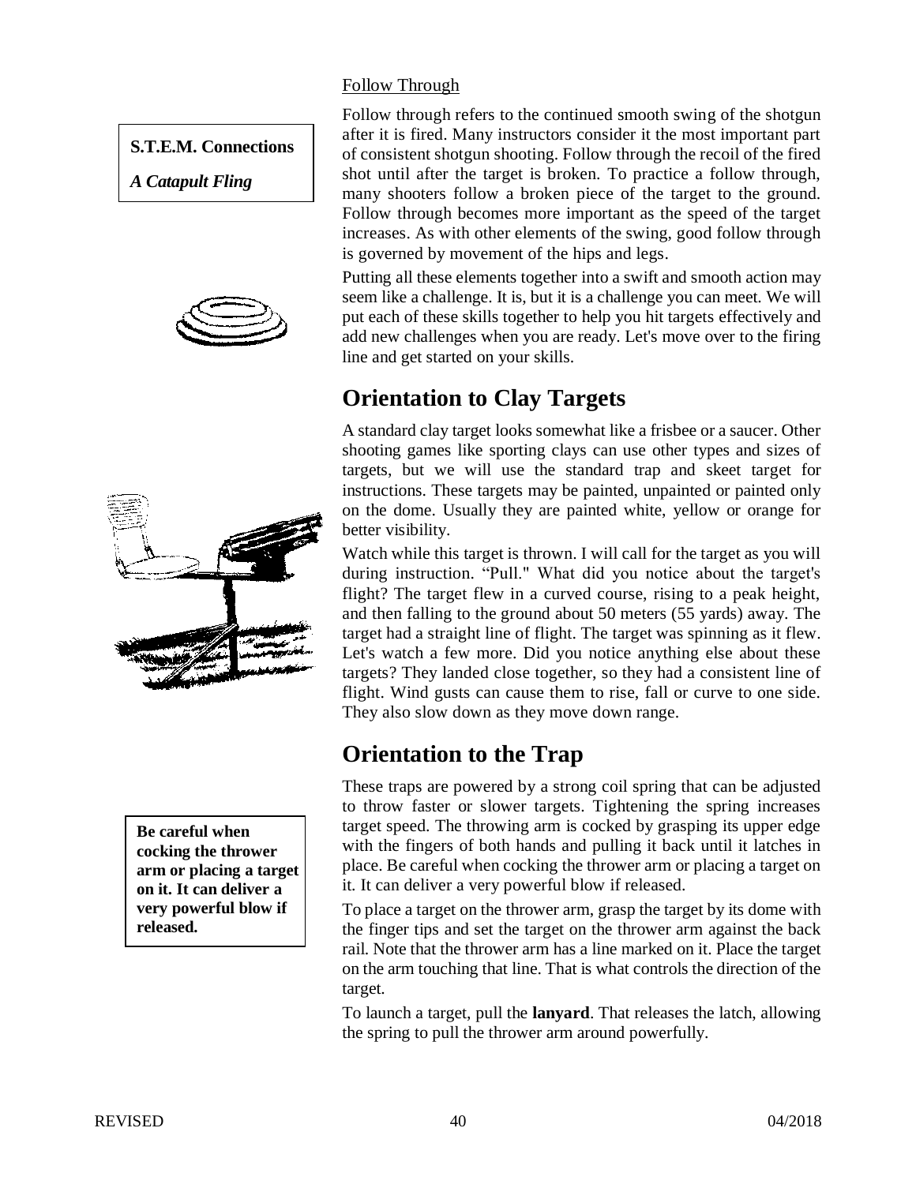Follow Through

Follow through refers to the continued smooth swing of the shotgun after it is fired. Many instructors consider it the most important part of consistent shotgun shooting. Follow through the recoil of the fired shot until after the target is broken. To practice a follow through, many shooters follow a broken piece of the target to the ground. Follow through becomes more important as the speed of the target increases. As with other elements of the swing, good follow through is governed by movement of the hips and legs.

Putting all these elements together into a swift and smooth action may seem like a challenge. It is, but it is a challenge you can meet. We will put each of these skills together to help you hit targets effectively and add new challenges when you are ready. Let's move over to the firing line and get started on your skills.

**S.T.E.M. Connections**

***A Catapult Fling***

## Orientation to Clay Targets

A standard clay target looks somewhat like a frisbee or a saucer. Other shooting games like sporting clays can use other types and sizes of targets, but we will use the standard trap and skeet target for instructions. These targets may be painted, unpainted or painted only on the dome. Usually they are painted white, yellow or orange for better visibility.

Watch while this target is thrown. I will call for the target as you will during instruction. "Pull." What did you notice about the target's flight? The target flew in a curved course, rising to a peak height, and then falling to the ground about 50 meters (55 yards) away. The target had a straight line of flight. The target was spinning as it flew. Let's watch a few more. Did you notice anything else about these targets? They landed close together, so they had a consistent line of flight. Wind gusts can cause them to rise, fall or curve to one side. They also slow down as they move down range.

## Orientation to the Trap

These traps are powered by a strong coil spring that can be adjusted to throw faster or slower targets. Tightening the spring increases target speed. The throwing arm is cocked by grasping its upper edge with the fingers of both hands and pulling it back until it latches in place. Be careful when cocking the thrower arm or placing a target on it. It can deliver a very powerful blow if released.

**Be careful when cocking the thrower arm or placing a target on it. It can deliver a very powerful blow if released.**

To place a target on the thrower arm, grasp the target by its dome with the finger tips and set the target on the thrower arm against the back rail. Note that the thrower arm has a line marked on it. Place the target on the arm touching that line. That is what controls the direction of the target.

To launch a target, pull the **lanyard**. That releases the latch, allowing the spring to pull the thrower arm around powerfully.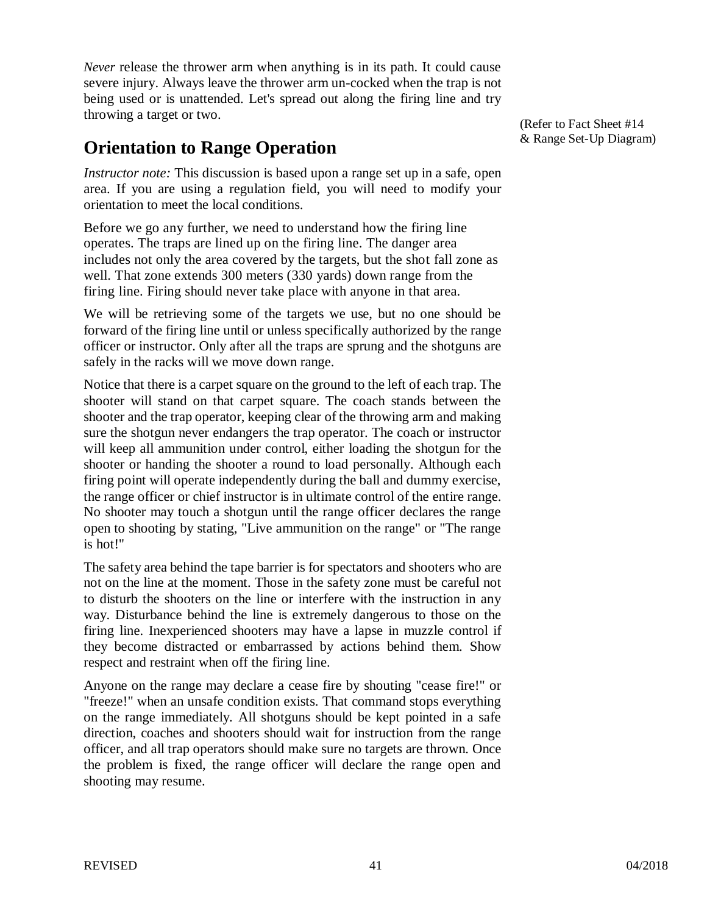*Never* release the thrower arm when anything is in its path. It could cause severe injury. Always leave the thrower arm un-cocked when the trap is not being used or is unattended. Let's spread out along the firing line and try throwing a target or two.

## Orientation to Range Operation

(Refer to Fact Sheet #14 & Range Set-Up Diagram)

*Instructor note:* This discussion is based upon a range set up in a safe, open area. If you are using a regulation field, you will need to modify your orientation to meet the local conditions.

Before we go any further, we need to understand how the firing line operates. The traps are lined up on the firing line. The danger area includes not only the area covered by the targets, but the shot fall zone as well. That zone extends 300 meters (330 yards) down range from the firing line. Firing should never take place with anyone in that area.

We will be retrieving some of the targets we use, but no one should be forward of the firing line until or unless specifically authorized by the range officer or instructor. Only after all the traps are sprung and the shotguns are safely in the racks will we move down range.

Notice that there is a carpet square on the ground to the left of each trap. The shooter will stand on that carpet square. The coach stands between the shooter and the trap operator, keeping clear of the throwing arm and making sure the shotgun never endangers the trap operator. The coach or instructor will keep all ammunition under control, either loading the shotgun for the shooter or handing the shooter a round to load personally. Although each firing point will operate independently during the ball and dummy exercise, the range officer or chief instructor is in ultimate control of the entire range. No shooter may touch a shotgun until the range officer declares the range open to shooting by stating, "Live ammunition on the range" or "The range is hot!"

The safety area behind the tape barrier is for spectators and shooters who are not on the line at the moment. Those in the safety zone must be careful not to disturb the shooters on the line or interfere with the instruction in any way. Disturbance behind the line is extremely dangerous to those on the firing line. Inexperienced shooters may have a lapse in muzzle control if they become distracted or embarrassed by actions behind them. Show respect and restraint when off the firing line.

Anyone on the range may declare a cease fire by shouting "cease fire!" or "freeze!" when an unsafe condition exists. That command stops everything on the range immediately. All shotguns should be kept pointed in a safe direction, coaches and shooters should wait for instruction from the range officer, and all trap operators should make sure no targets are thrown. Once the problem is fixed, the range officer will declare the range open and shooting may resume.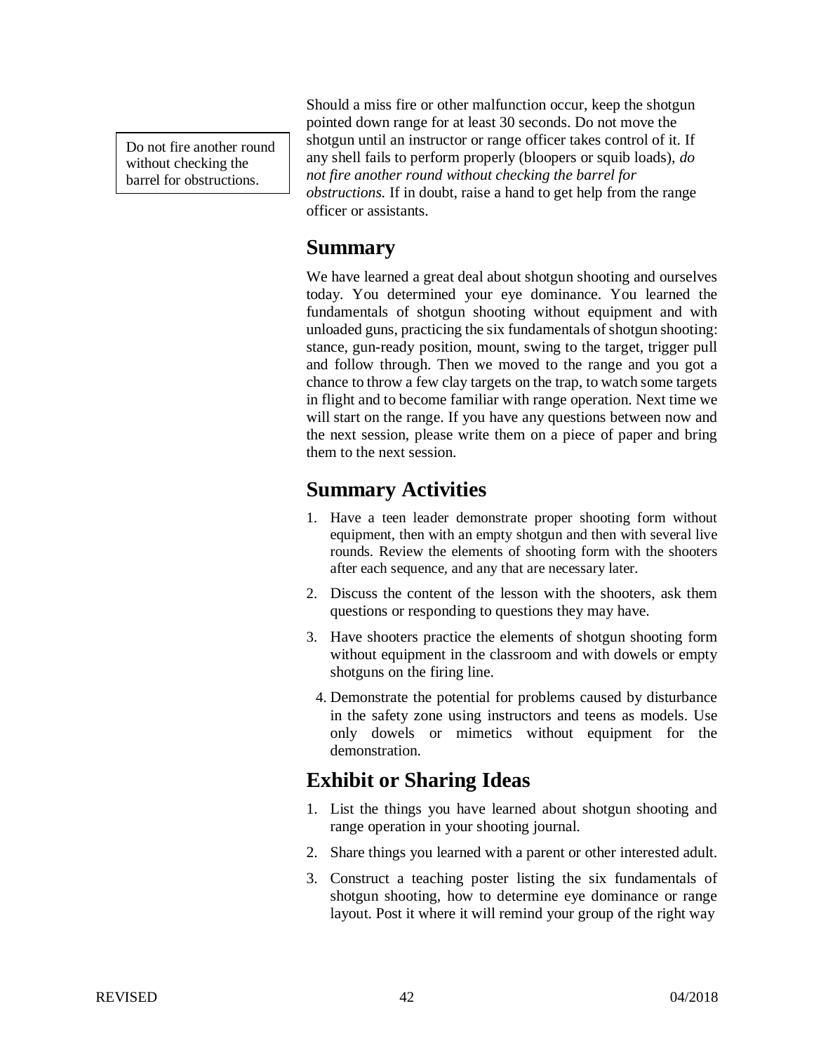> Do not fire another round without checking the barrel for obstructions.

Should a miss fire or other malfunction occur, keep the shotgun pointed down range for at least 30 seconds. Do not move the shotgun until an instructor or range officer takes control of it. If any shell fails to perform properly (bloopers or squib loads), *do not fire another round without checking the barrel for obstructions.* If in doubt, raise a hand to get help from the range officer or assistants.

## Summary

We have learned a great deal about shotgun shooting and ourselves today. You determined your eye dominance. You learned the fundamentals of shotgun shooting without equipment and with unloaded guns, practicing the six fundamentals of shotgun shooting: stance, gun-ready position, mount, swing to the target, trigger pull and follow through. Then we moved to the range and you got a chance to throw a few clay targets on the trap, to watch some targets in flight and to become familiar with range operation. Next time we will start on the range. If you have any questions between now and the next session, please write them on a piece of paper and bring them to the next session.

## Summary Activities

1. Have a teen leader demonstrate proper shooting form without equipment, then with an empty shotgun and then with several live rounds. Review the elements of shooting form with the shooters after each sequence, and any that are necessary later.
2. Discuss the content of the lesson with the shooters, ask them questions or responding to questions they may have.
3. Have shooters practice the elements of shotgun shooting form without equipment in the classroom and with dowels or empty shotguns on the firing line.
4. Demonstrate the potential for problems caused by disturbance in the safety zone using instructors and teens as models. Use only dowels or mimetics without equipment for the demonstration.

## Exhibit or Sharing Ideas

1. List the things you have learned about shotgun shooting and range operation in your shooting journal.
2. Share things you learned with a parent or other interested adult.
3. Construct a teaching poster listing the six fundamentals of shotgun shooting, how to determine eye dominance or range layout. Post it where it will remind your group of the right way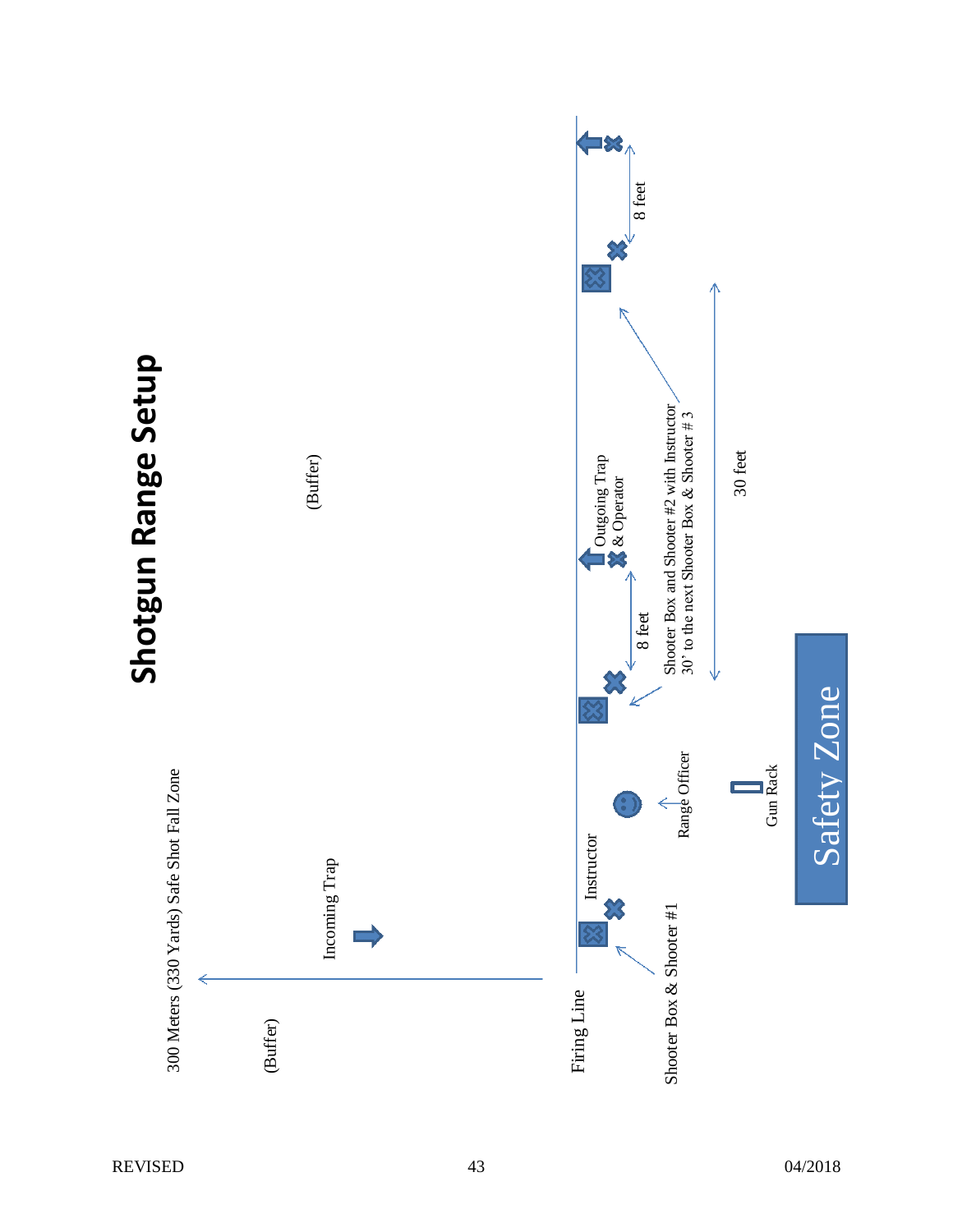# Shotgun Range Setup

300 Meters (330 Yards) Safe Shot Fall Zone

(Buffer)

Incoming Trap

(Buffer)

Firing Line

Shooter Box & Shooter #1

Instructor

Range Officer

Gun Rack

Safety Zone

8 feet

Outgoing Trap & Operator

Shooter Box and Shooter #2 with Instructor

30' to the next Shooter Box & Shooter # 3

30 feet

8 feet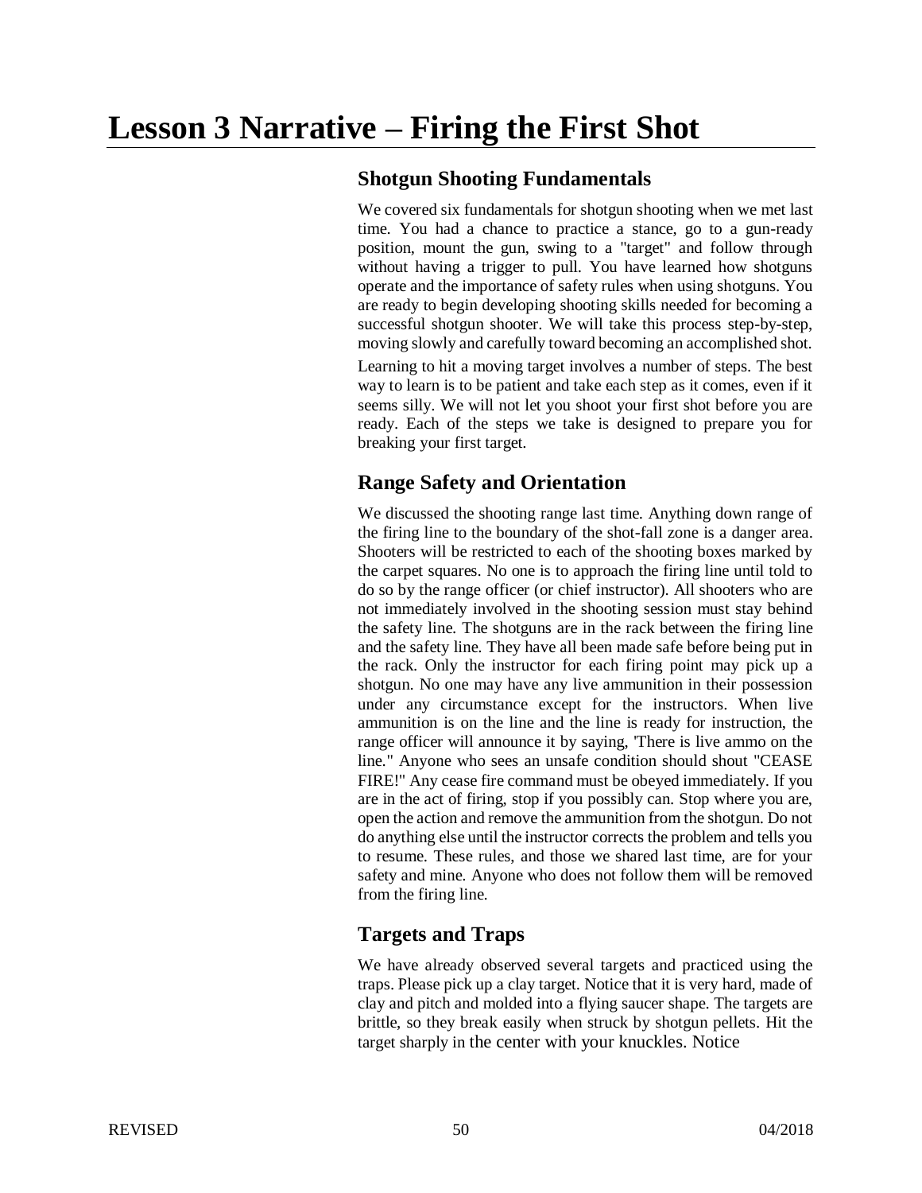# Lesson 3 Narrative – Firing the First Shot

## Shotgun Shooting Fundamentals

We covered six fundamentals for shotgun shooting when we met last time. You had a chance to practice a stance, go to a gun-ready position, mount the gun, swing to a "target" and follow through without having a trigger to pull. You have learned how shotguns operate and the importance of safety rules when using shotguns. You are ready to begin developing shooting skills needed for becoming a successful shotgun shooter. We will take this process step-by-step, moving slowly and carefully toward becoming an accomplished shot.

Learning to hit a moving target involves a number of steps. The best way to learn is to be patient and take each step as it comes, even if it seems silly. We will not let you shoot your first shot before you are ready. Each of the steps we take is designed to prepare you for breaking your first target.

## Range Safety and Orientation

We discussed the shooting range last time. Anything down range of the firing line to the boundary of the shot-fall zone is a danger area. Shooters will be restricted to each of the shooting boxes marked by the carpet squares. No one is to approach the firing line until told to do so by the range officer (or chief instructor). All shooters who are not immediately involved in the shooting session must stay behind the safety line. The shotguns are in the rack between the firing line and the safety line. They have all been made safe before being put in the rack. Only the instructor for each firing point may pick up a shotgun. No one may have any live ammunition in their possession under any circumstance except for the instructors. When live ammunition is on the line and the line is ready for instruction, the range officer will announce it by saying, 'There is live ammo on the line." Anyone who sees an unsafe condition should shout "CEASE FIRE!" Any cease fire command must be obeyed immediately. If you are in the act of firing, stop if you possibly can. Stop where you are, open the action and remove the ammunition from the shotgun. Do not do anything else until the instructor corrects the problem and tells you to resume. These rules, and those we shared last time, are for your safety and mine. Anyone who does not follow them will be removed from the firing line.

## Targets and Traps

We have already observed several targets and practiced using the traps. Please pick up a clay target. Notice that it is very hard, made of clay and pitch and molded into a flying saucer shape. The targets are brittle, so they break easily when struck by shotgun pellets. Hit the target sharply in the center with your knuckles. Notice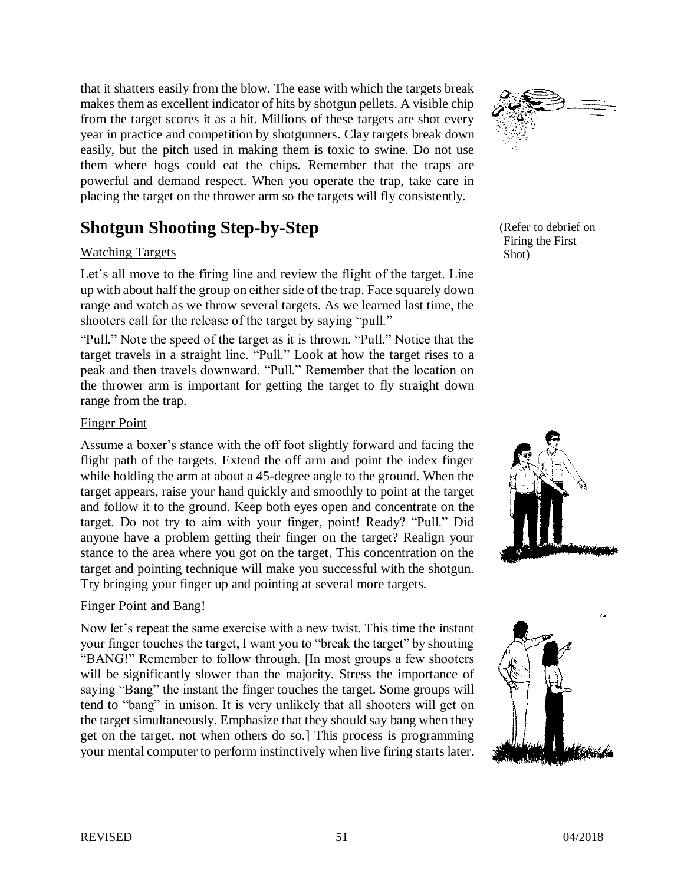that it shatters easily from the blow. The ease with which the targets break makes them as excellent indicator of hits by shotgun pellets. A visible chip from the target scores it as a hit. Millions of these targets are shot every year in practice and competition by shotgunners. Clay targets break down easily, but the pitch used in making them is toxic to swine. Do not use them where hogs could eat the chips. Remember that the traps are powerful and demand respect. When you operate the trap, take care in placing the target on the thrower arm so the targets will fly consistently.

## Shotgun Shooting Step-by-Step

(Refer to debrief on Firing the First Shot)

Watching Targets

Let's all move to the firing line and review the flight of the target. Line up with about half the group on either side of the trap. Face squarely down range and watch as we throw several targets. As we learned last time, the shooters call for the release of the target by saying "pull."

"Pull." Note the speed of the target as it is thrown. "Pull." Notice that the target travels in a straight line. "Pull." Look at how the target rises to a peak and then travels downward. "Pull." Remember that the location on the thrower arm is important for getting the target to fly straight down range from the trap.

Finger Point

Assume a boxer's stance with the off foot slightly forward and facing the flight path of the targets. Extend the off arm and point the index finger while holding the arm at about a 45-degree angle to the ground. When the target appears, raise your hand quickly and smoothly to point at the target and follow it to the ground. Keep both eyes open and concentrate on the target. Do not try to aim with your finger, point! Ready? "Pull." Did anyone have a problem getting their finger on the target? Realign your stance to the area where you got on the target. This concentration on the target and pointing technique will make you successful with the shotgun. Try bringing your finger up and pointing at several more targets.

Finger Point and Bang!

Now let's repeat the same exercise with a new twist. This time the instant your finger touches the target, I want you to "break the target" by shouting "BANG!" Remember to follow through. [In most groups a few shooters will be significantly slower than the majority. Stress the importance of saying "Bang" the instant the finger touches the target. Some groups will tend to "bang" in unison. It is very unlikely that all shooters will get on the target simultaneously. Emphasize that they should say bang when they get on the target, not when others do so.] This process is programming your mental computer to perform instinctively when live firing starts later.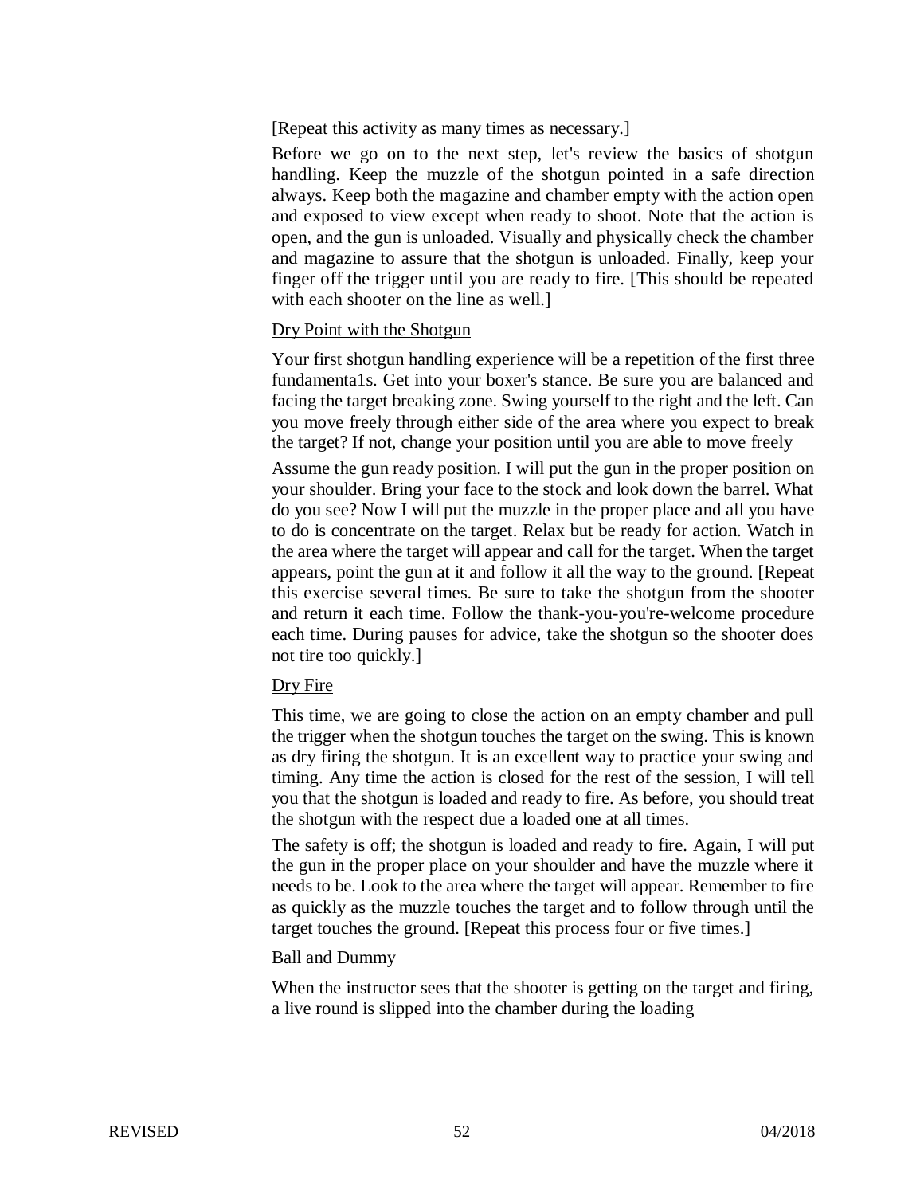[Repeat this activity as many times as necessary.]

Before we go on to the next step, let's review the basics of shotgun handling. Keep the muzzle of the shotgun pointed in a safe direction always. Keep both the magazine and chamber empty with the action open and exposed to view except when ready to shoot. Note that the action is open, and the gun is unloaded. Visually and physically check the chamber and magazine to assure that the shotgun is unloaded. Finally, keep your finger off the trigger until you are ready to fire. [This should be repeated with each shooter on the line as well.]

Dry Point with the Shotgun

Your first shotgun handling experience will be a repetition of the first three fundamenta1s. Get into your boxer's stance. Be sure you are balanced and facing the target breaking zone. Swing yourself to the right and the left. Can you move freely through either side of the area where you expect to break the target? If not, change your position until you are able to move freely

Assume the gun ready position. I will put the gun in the proper position on your shoulder. Bring your face to the stock and look down the barrel. What do you see? Now I will put the muzzle in the proper place and all you have to do is concentrate on the target. Relax but be ready for action. Watch in the area where the target will appear and call for the target. When the target appears, point the gun at it and follow it all the way to the ground. [Repeat this exercise several times. Be sure to take the shotgun from the shooter and return it each time. Follow the thank-you-you're-welcome procedure each time. During pauses for advice, take the shotgun so the shooter does not tire too quickly.]

Dry Fire

This time, we are going to close the action on an empty chamber and pull the trigger when the shotgun touches the target on the swing. This is known as dry firing the shotgun. It is an excellent way to practice your swing and timing. Any time the action is closed for the rest of the session, I will tell you that the shotgun is loaded and ready to fire. As before, you should treat the shotgun with the respect due a loaded one at all times.

The safety is off; the shotgun is loaded and ready to fire. Again, I will put the gun in the proper place on your shoulder and have the muzzle where it needs to be. Look to the area where the target will appear. Remember to fire as quickly as the muzzle touches the target and to follow through until the target touches the ground. [Repeat this process four or five times.]

Ball and Dummy

When the instructor sees that the shooter is getting on the target and firing, a live round is slipped into the chamber during the loading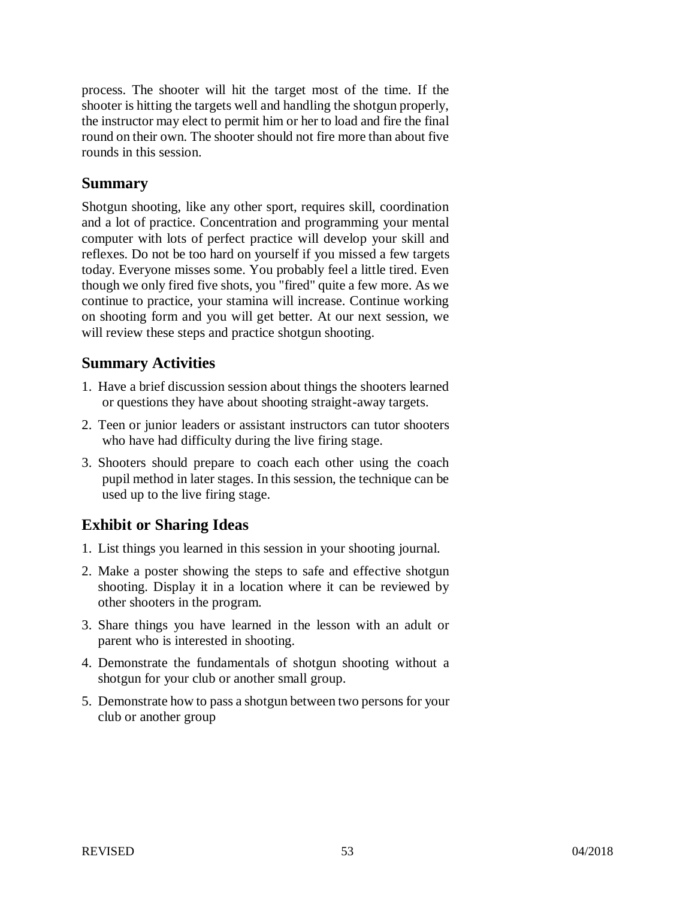process. The shooter will hit the target most of the time. If the shooter is hitting the targets well and handling the shotgun properly, the instructor may elect to permit him or her to load and fire the final round on their own. The shooter should not fire more than about five rounds in this session.

## Summary

Shotgun shooting, like any other sport, requires skill, coordination and a lot of practice. Concentration and programming your mental computer with lots of perfect practice will develop your skill and reflexes. Do not be too hard on yourself if you missed a few targets today. Everyone misses some. You probably feel a little tired. Even though we only fired five shots, you "fired" quite a few more. As we continue to practice, your stamina will increase. Continue working on shooting form and you will get better. At our next session, we will review these steps and practice shotgun shooting.

## Summary Activities

1. Have a brief discussion session about things the shooters learned or questions they have about shooting straight-away targets.
2. Teen or junior leaders or assistant instructors can tutor shooters who have had difficulty during the live firing stage.
3. Shooters should prepare to coach each other using the coach pupil method in later stages. In this session, the technique can be used up to the live firing stage.

## Exhibit or Sharing Ideas

1. List things you learned in this session in your shooting journal.
2. Make a poster showing the steps to safe and effective shotgun shooting. Display it in a location where it can be reviewed by other shooters in the program.
3. Share things you have learned in the lesson with an adult or parent who is interested in shooting.
4. Demonstrate the fundamentals of shotgun shooting without a shotgun for your club or another small group.
5. Demonstrate how to pass a shotgun between two persons for your club or another group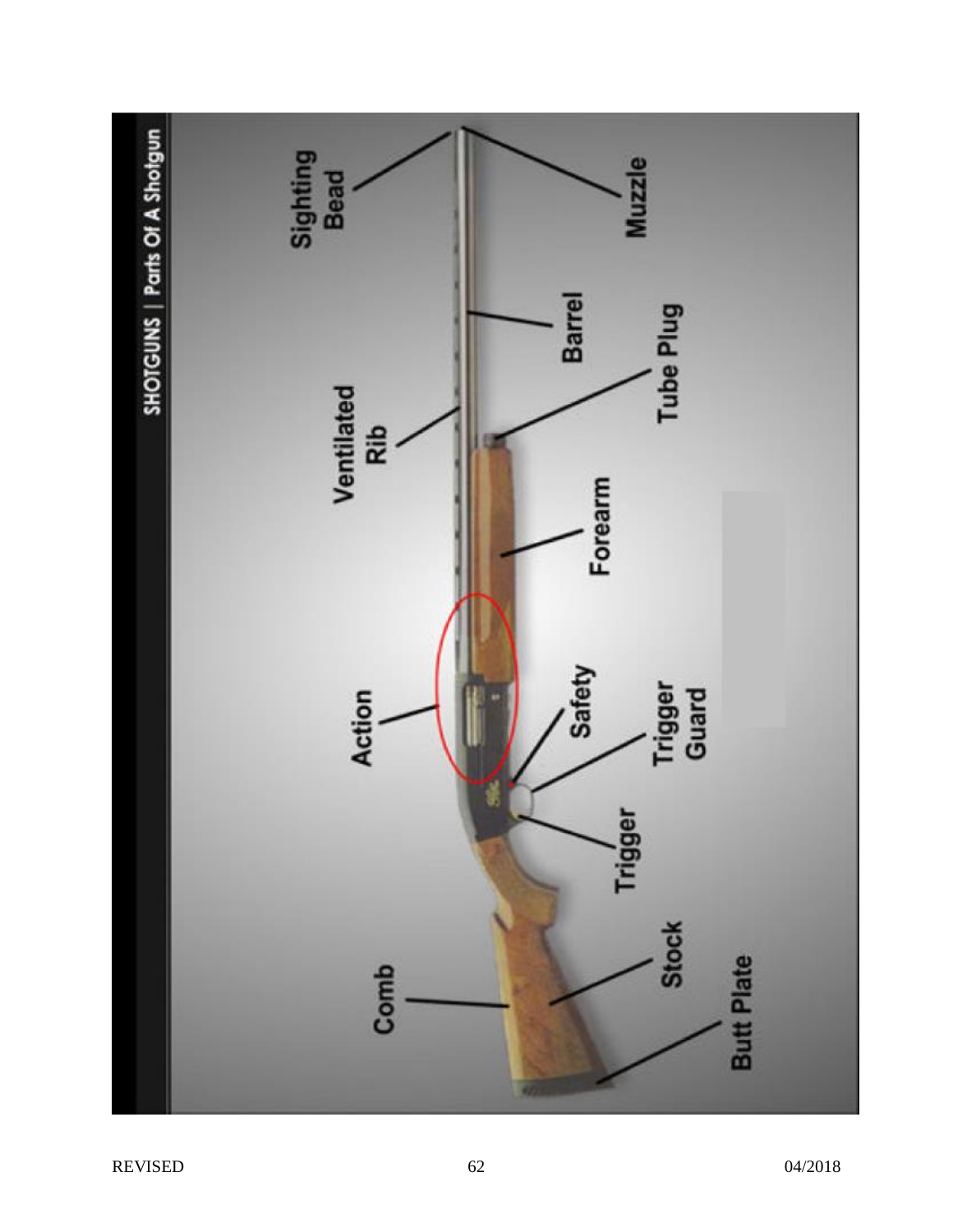SHOTGUNS | Parts Of A Shotgun

- Sighting Bead
- Muzzle
- Barrel
- Ventilated Rib
- Tube Plug
- Forearm
- Action
- Safety
- Trigger Guard
- Trigger
- Comb
- Stock
- Butt Plate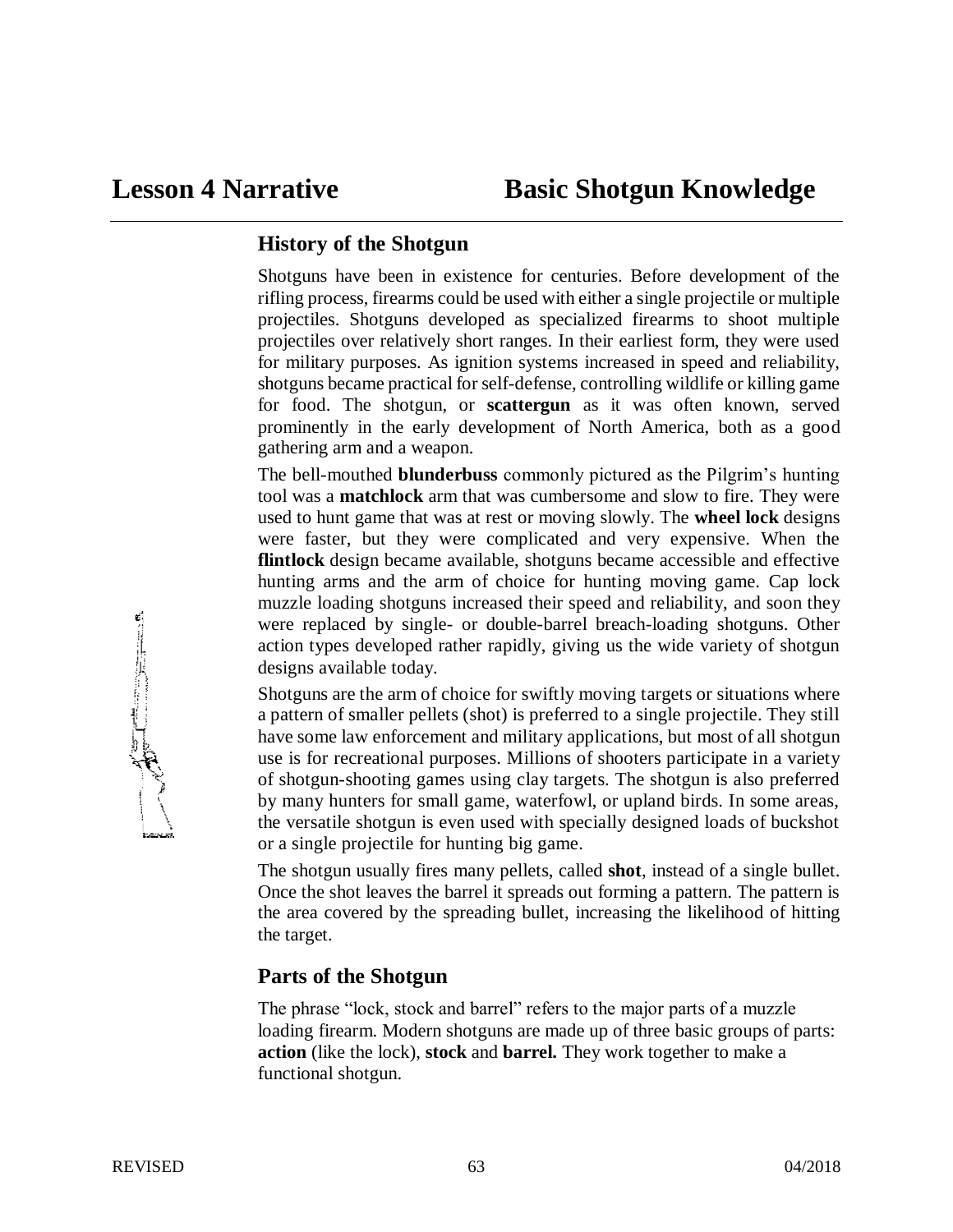# Lesson 4 Narrative — Basic Shotgun Knowledge

## History of the Shotgun

Shotguns have been in existence for centuries. Before development of the rifling process, firearms could be used with either a single projectile or multiple projectiles. Shotguns developed as specialized firearms to shoot multiple projectiles over relatively short ranges. In their earliest form, they were used for military purposes. As ignition systems increased in speed and reliability, shotguns became practical for self-defense, controlling wildlife or killing game for food. The shotgun, or **scattergun** as it was often known, served prominently in the early development of North America, both as a good gathering arm and a weapon.

The bell-mouthed **blunderbuss** commonly pictured as the Pilgrim's hunting tool was a **matchlock** arm that was cumbersome and slow to fire. They were used to hunt game that was at rest or moving slowly. The **wheel lock** designs were faster, but they were complicated and very expensive. When the **flintlock** design became available, shotguns became accessible and effective hunting arms and the arm of choice for hunting moving game. Cap lock muzzle loading shotguns increased their speed and reliability, and soon they were replaced by single- or double-barrel breach-loading shotguns. Other action types developed rather rapidly, giving us the wide variety of shotgun designs available today.

Shotguns are the arm of choice for swiftly moving targets or situations where a pattern of smaller pellets (shot) is preferred to a single projectile. They still have some law enforcement and military applications, but most of all shotgun use is for recreational purposes. Millions of shooters participate in a variety of shotgun-shooting games using clay targets. The shotgun is also preferred by many hunters for small game, waterfowl, or upland birds. In some areas, the versatile shotgun is even used with specially designed loads of buckshot or a single projectile for hunting big game.

The shotgun usually fires many pellets, called **shot**, instead of a single bullet. Once the shot leaves the barrel it spreads out forming a pattern. The pattern is the area covered by the spreading bullet, increasing the likelihood of hitting the target.

## Parts of the Shotgun

The phrase "lock, stock and barrel" refers to the major parts of a muzzle loading firearm. Modern shotguns are made up of three basic groups of parts: **action** (like the lock), **stock** and **barrel.** They work together to make a functional shotgun.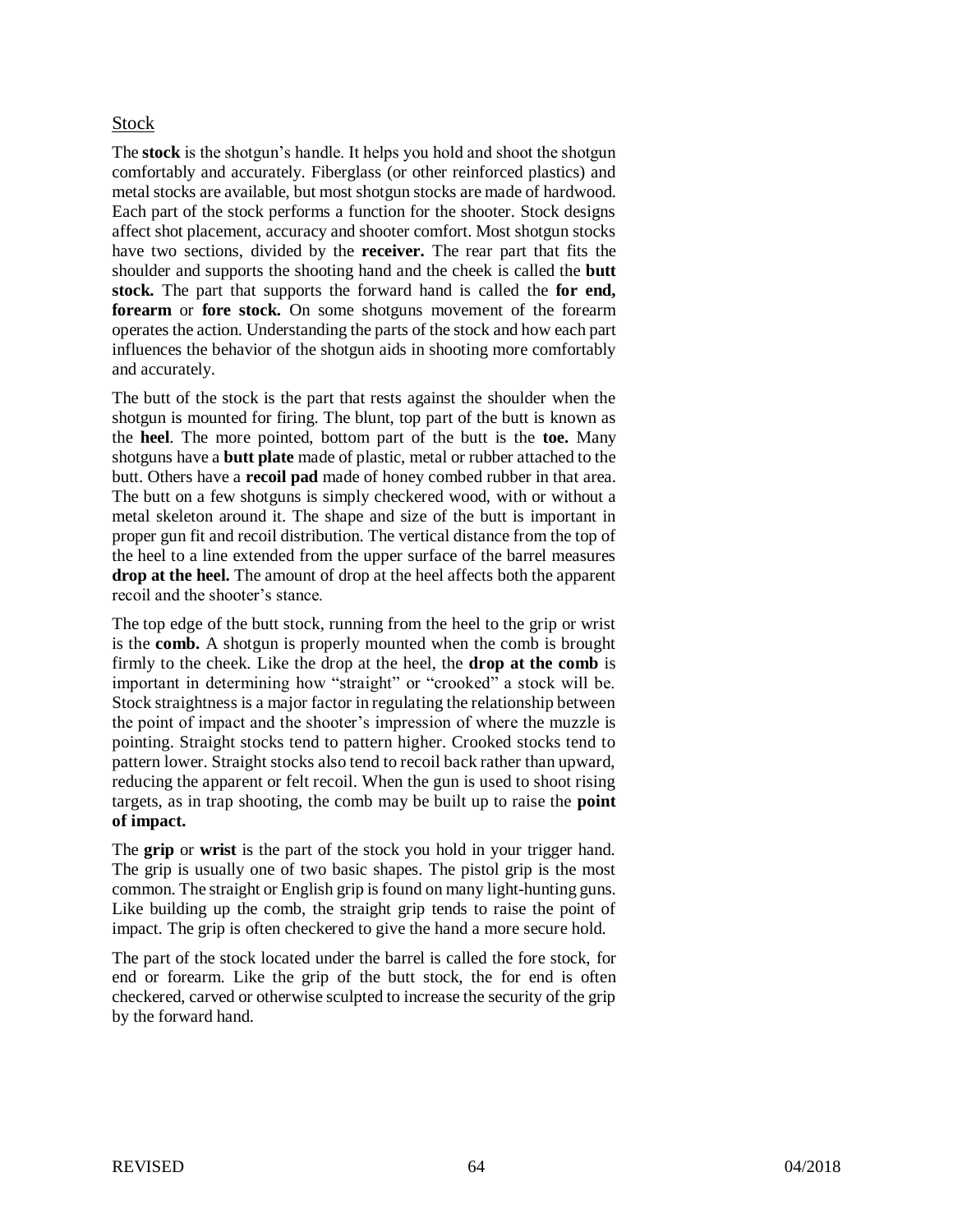## Stock

The **stock** is the shotgun's handle. It helps you hold and shoot the shotgun comfortably and accurately. Fiberglass (or other reinforced plastics) and metal stocks are available, but most shotgun stocks are made of hardwood. Each part of the stock performs a function for the shooter. Stock designs affect shot placement, accuracy and shooter comfort. Most shotgun stocks have two sections, divided by the **receiver.** The rear part that fits the shoulder and supports the shooting hand and the cheek is called the **butt stock.** The part that supports the forward hand is called the **for end, forearm** or **fore stock.** On some shotguns movement of the forearm operates the action. Understanding the parts of the stock and how each part influences the behavior of the shotgun aids in shooting more comfortably and accurately.

The butt of the stock is the part that rests against the shoulder when the shotgun is mounted for firing. The blunt, top part of the butt is known as the **heel**. The more pointed, bottom part of the butt is the **toe.** Many shotguns have a **butt plate** made of plastic, metal or rubber attached to the butt. Others have a **recoil pad** made of honey combed rubber in that area. The butt on a few shotguns is simply checkered wood, with or without a metal skeleton around it. The shape and size of the butt is important in proper gun fit and recoil distribution. The vertical distance from the top of the heel to a line extended from the upper surface of the barrel measures **drop at the heel.** The amount of drop at the heel affects both the apparent recoil and the shooter's stance.

The top edge of the butt stock, running from the heel to the grip or wrist is the **comb.** A shotgun is properly mounted when the comb is brought firmly to the cheek. Like the drop at the heel, the **drop at the comb** is important in determining how "straight" or "crooked" a stock will be. Stock straightness is a major factor in regulating the relationship between the point of impact and the shooter's impression of where the muzzle is pointing. Straight stocks tend to pattern higher. Crooked stocks tend to pattern lower. Straight stocks also tend to recoil back rather than upward, reducing the apparent or felt recoil. When the gun is used to shoot rising targets, as in trap shooting, the comb may be built up to raise the **point of impact.**

The **grip** or **wrist** is the part of the stock you hold in your trigger hand. The grip is usually one of two basic shapes. The pistol grip is the most common. The straight or English grip is found on many light-hunting guns. Like building up the comb, the straight grip tends to raise the point of impact. The grip is often checkered to give the hand a more secure hold.

The part of the stock located under the barrel is called the fore stock, for end or forearm. Like the grip of the butt stock, the for end is often checkered, carved or otherwise sculpted to increase the security of the grip by the forward hand.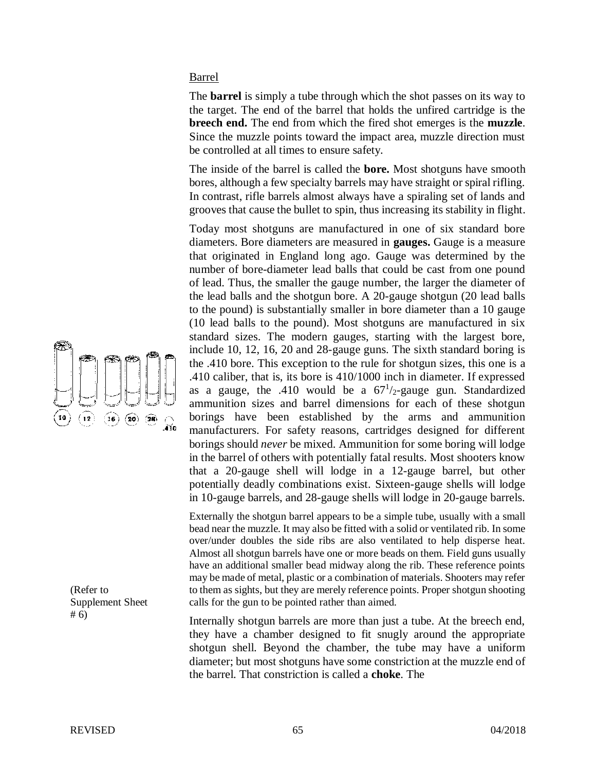Barrel

The **barrel** is simply a tube through which the shot passes on its way to the target. The end of the barrel that holds the unfired cartridge is the **breech end.** The end from which the fired shot emerges is the **muzzle**. Since the muzzle points toward the impact area, muzzle direction must be controlled at all times to ensure safety.

The inside of the barrel is called the **bore.** Most shotguns have smooth bores, although a few specialty barrels may have straight or spiral rifling. In contrast, rifle barrels almost always have a spiraling set of lands and grooves that cause the bullet to spin, thus increasing its stability in flight.

Today most shotguns are manufactured in one of six standard bore diameters. Bore diameters are measured in **gauges.** Gauge is a measure that originated in England long ago. Gauge was determined by the number of bore-diameter lead balls that could be cast from one pound of lead. Thus, the smaller the gauge number, the larger the diameter of the lead balls and the shotgun bore. A 20-gauge shotgun (20 lead balls to the pound) is substantially smaller in bore diameter than a 10 gauge (10 lead balls to the pound). Most shotguns are manufactured in six standard sizes. The modern gauges, starting with the largest bore, include 10, 12, 16, 20 and 28-gauge guns. The sixth standard boring is the .410 bore. This exception to the rule for shotgun sizes, this one is a .410 caliber, that is, its bore is 410/1000 inch in diameter. If expressed as a gauge, the .410 would be a $67^1/_2$-gauge gun. Standardized ammunition sizes and barrel dimensions for each of these shotgun borings have been established by the arms and ammunition manufacturers. For safety reasons, cartridges designed for different borings should *never* be mixed. Ammunition for some boring will lodge in the barrel of others with potentially fatal results. Most shooters know that a 20-gauge shell will lodge in a 12-gauge barrel, but other potentially deadly combinations exist. Sixteen-gauge shells will lodge in 10-gauge barrels, and 28-gauge shells will lodge in 20-gauge barrels.

10 12 16 20 28 .410

Externally the shotgun barrel appears to be a simple tube, usually with a small bead near the muzzle. It may also be fitted with a solid or ventilated rib. In some over/under doubles the side ribs are also ventilated to help disperse heat. Almost all shotgun barrels have one or more beads on them. Field guns usually have an additional smaller bead midway along the rib. These reference points may be made of metal, plastic or a combination of materials. Shooters may refer to them as sights, but they are merely reference points. Proper shotgun shooting calls for the gun to be pointed rather than aimed.

(Refer to Supplement Sheet # 6)

Internally shotgun barrels are more than just a tube. At the breech end, they have a chamber designed to fit snugly around the appropriate shotgun shell. Beyond the chamber, the tube may have a uniform diameter; but most shotguns have some constriction at the muzzle end of the barrel. That constriction is called a **choke**. The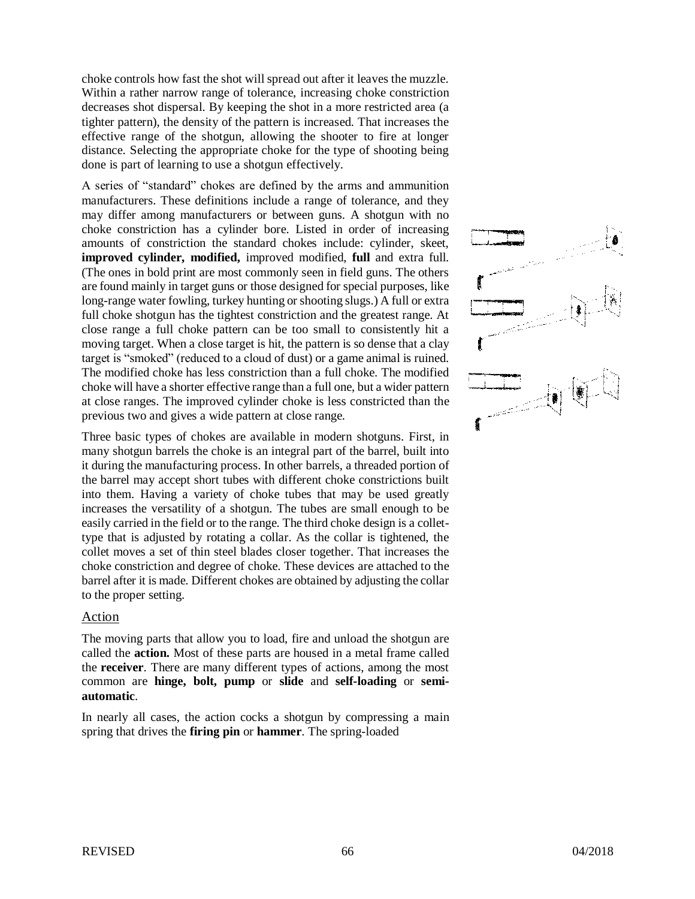choke controls how fast the shot will spread out after it leaves the muzzle. Within a rather narrow range of tolerance, increasing choke constriction decreases shot dispersal. By keeping the shot in a more restricted area (a tighter pattern), the density of the pattern is increased. That increases the effective range of the shotgun, allowing the shooter to fire at longer distance. Selecting the appropriate choke for the type of shooting being done is part of learning to use a shotgun effectively.

A series of "standard" chokes are defined by the arms and ammunition manufacturers. These definitions include a range of tolerance, and they may differ among manufacturers or between guns. A shotgun with no choke constriction has a cylinder bore. Listed in order of increasing amounts of constriction the standard chokes include: cylinder, skeet, **improved cylinder, modified,** improved modified, **full** and extra full. (The ones in bold print are most commonly seen in field guns. The others are found mainly in target guns or those designed for special purposes, like long-range water fowling, turkey hunting or shooting slugs.) A full or extra full choke shotgun has the tightest constriction and the greatest range. At close range a full choke pattern can be too small to consistently hit a moving target. When a close target is hit, the pattern is so dense that a clay target is "smoked" (reduced to a cloud of dust) or a game animal is ruined. The modified choke has less constriction than a full choke. The modified choke will have a shorter effective range than a full one, but a wider pattern at close ranges. The improved cylinder choke is less constricted than the previous two and gives a wide pattern at close range.

Three basic types of chokes are available in modern shotguns. First, in many shotgun barrels the choke is an integral part of the barrel, built into it during the manufacturing process. In other barrels, a threaded portion of the barrel may accept short tubes with different choke constrictions built into them. Having a variety of choke tubes that may be used greatly increases the versatility of a shotgun. The tubes are small enough to be easily carried in the field or to the range. The third choke design is a collet-type that is adjusted by rotating a collar. As the collar is tightened, the collet moves a set of thin steel blades closer together. That increases the choke constriction and degree of choke. These devices are attached to the barrel after it is made. Different chokes are obtained by adjusting the collar to the proper setting.

## Action

The moving parts that allow you to load, fire and unload the shotgun are called the **action.** Most of these parts are housed in a metal frame called the **receiver**. There are many different types of actions, among the most common are **hinge, bolt, pump** or **slide** and **self-loading** or **semi-automatic**.

In nearly all cases, the action cocks a shotgun by compressing a main spring that drives the **firing pin** or **hammer**. The spring-loaded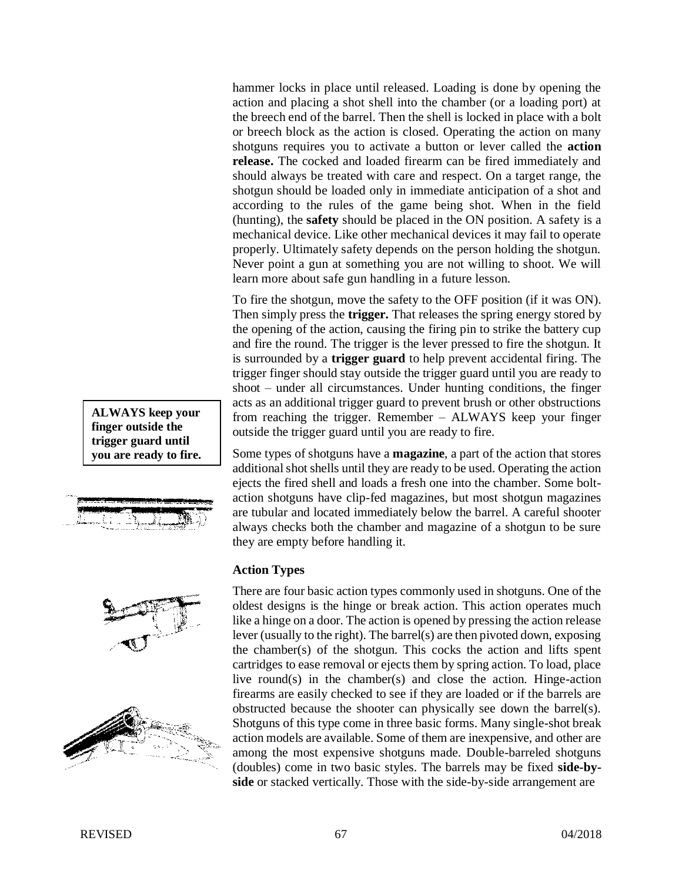hammer locks in place until released. Loading is done by opening the action and placing a shot shell into the chamber (or a loading port) at the breech end of the barrel. Then the shell is locked in place with a bolt or breech block as the action is closed. Operating the action on many shotguns requires you to activate a button or lever called the **action release.** The cocked and loaded firearm can be fired immediately and should always be treated with care and respect. On a target range, the shotgun should be loaded only in immediate anticipation of a shot and according to the rules of the game being shot. When in the field (hunting), the **safety** should be placed in the ON position. A safety is a mechanical device. Like other mechanical devices it may fail to operate properly. Ultimately safety depends on the person holding the shotgun. Never point a gun at something you are not willing to shoot. We will learn more about safe gun handling in a future lesson.

To fire the shotgun, move the safety to the OFF position (if it was ON). Then simply press the **trigger.** That releases the spring energy stored by the opening of the action, causing the firing pin to strike the battery cup and fire the round. The trigger is the lever pressed to fire the shotgun. It is surrounded by a **trigger guard** to help prevent accidental firing. The trigger finger should stay outside the trigger guard until you are ready to shoot – under all circumstances. Under hunting conditions, the finger acts as an additional trigger guard to prevent brush or other obstructions from reaching the trigger. Remember – ALWAYS keep your finger outside the trigger guard until you are ready to fire.

**ALWAYS keep your finger outside the trigger guard until you are ready to fire.**

Some types of shotguns have a **magazine**, a part of the action that stores additional shot shells until they are ready to be used. Operating the action ejects the fired shell and loads a fresh one into the chamber. Some bolt-action shotguns have clip-fed magazines, but most shotgun magazines are tubular and located immediately below the barrel. A careful shooter always checks both the chamber and magazine of a shotgun to be sure they are empty before handling it.

### Action Types

There are four basic action types commonly used in shotguns. One of the oldest designs is the hinge or break action. This action operates much like a hinge on a door. The action is opened by pressing the action release lever (usually to the right). The barrel(s) are then pivoted down, exposing the chamber(s) of the shotgun. This cocks the action and lifts spent cartridges to ease removal or ejects them by spring action. To load, place live round(s) in the chamber(s) and close the action. Hinge-action firearms are easily checked to see if they are loaded or if the barrels are obstructed because the shooter can physically see down the barrel(s). Shotguns of this type come in three basic forms. Many single-shot break action models are available. Some of them are inexpensive, and other are among the most expensive shotguns made. Double-barreled shotguns (doubles) come in two basic styles. The barrels may be fixed **side-by-side** or stacked vertically. Those with the side-by-side arrangement are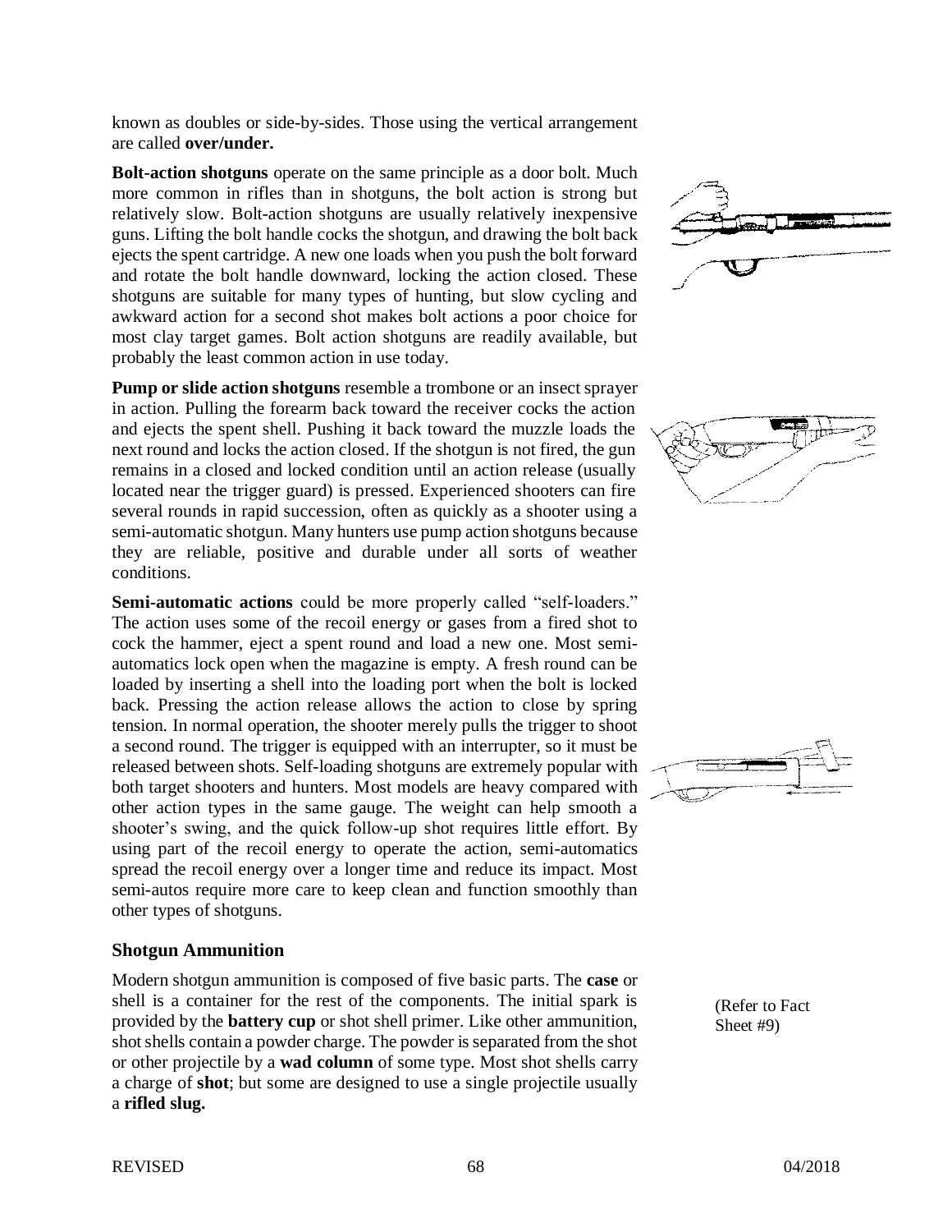known as doubles or side-by-sides. Those using the vertical arrangement are called **over/under.**

**Bolt-action shotguns** operate on the same principle as a door bolt. Much more common in rifles than in shotguns, the bolt action is strong but relatively slow. Bolt-action shotguns are usually relatively inexpensive guns. Lifting the bolt handle cocks the shotgun, and drawing the bolt back ejects the spent cartridge. A new one loads when you push the bolt forward and rotate the bolt handle downward, locking the action closed. These shotguns are suitable for many types of hunting, but slow cycling and awkward action for a second shot makes bolt actions a poor choice for most clay target games. Bolt action shotguns are readily available, but probably the least common action in use today.

**Pump or slide action shotguns** resemble a trombone or an insect sprayer in action. Pulling the forearm back toward the receiver cocks the action and ejects the spent shell. Pushing it back toward the muzzle loads the next round and locks the action closed. If the shotgun is not fired, the gun remains in a closed and locked condition until an action release (usually located near the trigger guard) is pressed. Experienced shooters can fire several rounds in rapid succession, often as quickly as a shooter using a semi-automatic shotgun. Many hunters use pump action shotguns because they are reliable, positive and durable under all sorts of weather conditions.

**Semi-automatic actions** could be more properly called "self-loaders." The action uses some of the recoil energy or gases from a fired shot to cock the hammer, eject a spent round and load a new one. Most semi-automatics lock open when the magazine is empty. A fresh round can be loaded by inserting a shell into the loading port when the bolt is locked back. Pressing the action release allows the action to close by spring tension. In normal operation, the shooter merely pulls the trigger to shoot a second round. The trigger is equipped with an interrupter, so it must be released between shots. Self-loading shotguns are extremely popular with both target shooters and hunters. Most models are heavy compared with other action types in the same gauge. The weight can help smooth a shooter's swing, and the quick follow-up shot requires little effort. By using part of the recoil energy to operate the action, semi-automatics spread the recoil energy over a longer time and reduce its impact. Most semi-autos require more care to keep clean and function smoothly than other types of shotguns.

### Shotgun Ammunition

Modern shotgun ammunition is composed of five basic parts. The **case** or shell is a container for the rest of the components. The initial spark is provided by the **battery cup** or shot shell primer. Like other ammunition, shot shells contain a powder charge. The powder is separated from the shot or other projectile by a **wad column** of some type. Most shot shells carry a charge of **shot**; but some are designed to use a single projectile usually a **rifled slug.**

(Refer to Fact Sheet #9)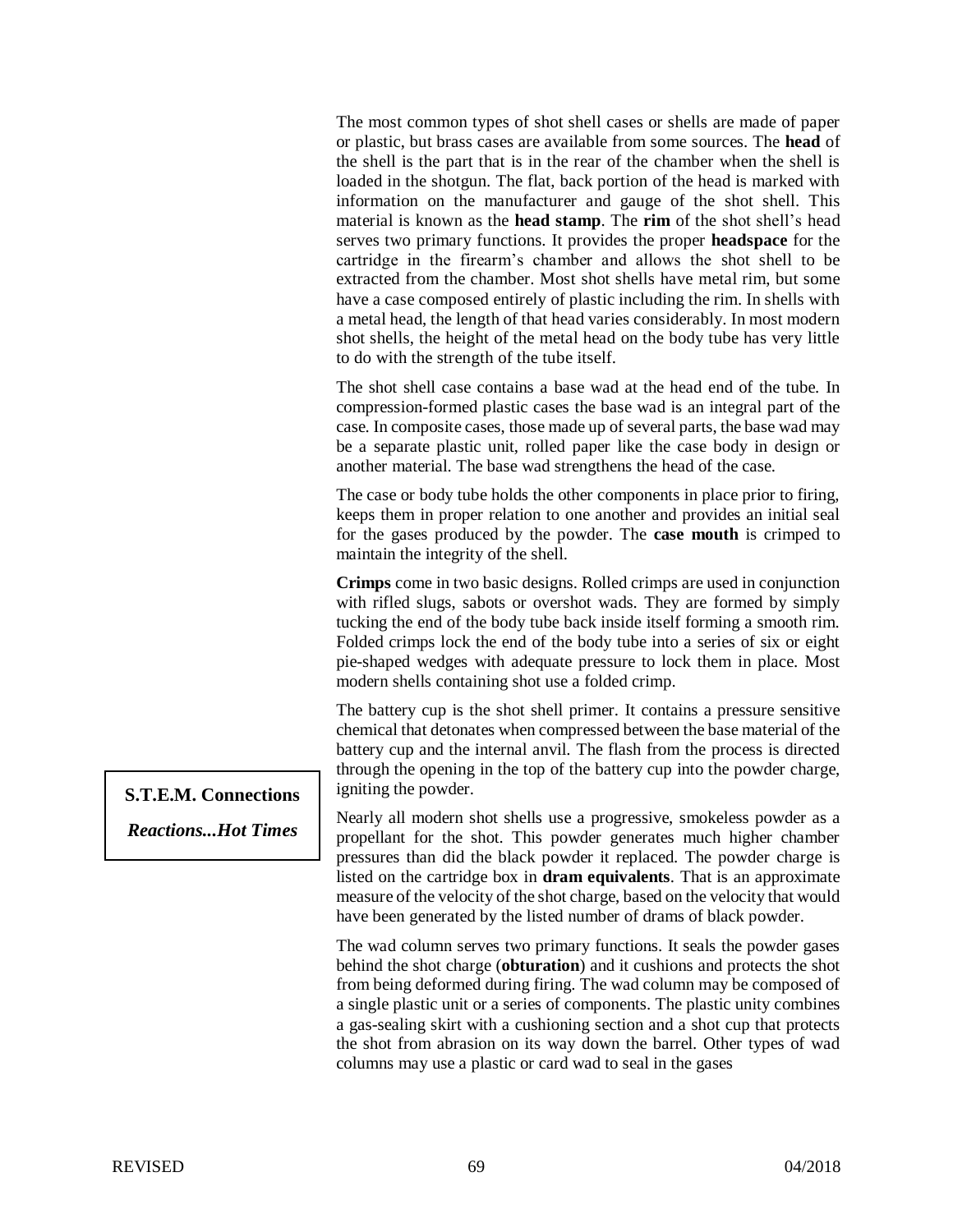The most common types of shot shell cases or shells are made of paper or plastic, but brass cases are available from some sources. The **head** of the shell is the part that is in the rear of the chamber when the shell is loaded in the shotgun. The flat, back portion of the head is marked with information on the manufacturer and gauge of the shot shell. This material is known as the **head stamp**. The **rim** of the shot shell's head serves two primary functions. It provides the proper **headspace** for the cartridge in the firearm's chamber and allows the shot shell to be extracted from the chamber. Most shot shells have metal rim, but some have a case composed entirely of plastic including the rim. In shells with a metal head, the length of that head varies considerably. In most modern shot shells, the height of the metal head on the body tube has very little to do with the strength of the tube itself.

The shot shell case contains a base wad at the head end of the tube. In compression-formed plastic cases the base wad is an integral part of the case. In composite cases, those made up of several parts, the base wad may be a separate plastic unit, rolled paper like the case body in design or another material. The base wad strengthens the head of the case.

The case or body tube holds the other components in place prior to firing, keeps them in proper relation to one another and provides an initial seal for the gases produced by the powder. The **case mouth** is crimped to maintain the integrity of the shell.

**Crimps** come in two basic designs. Rolled crimps are used in conjunction with rifled slugs, sabots or overshot wads. They are formed by simply tucking the end of the body tube back inside itself forming a smooth rim. Folded crimps lock the end of the body tube into a series of six or eight pie-shaped wedges with adequate pressure to lock them in place. Most modern shells containing shot use a folded crimp.

The battery cup is the shot shell primer. It contains a pressure sensitive chemical that detonates when compressed between the base material of the battery cup and the internal anvil. The flash from the process is directed through the opening in the top of the battery cup into the powder charge, igniting the powder.

**S.T.E.M. Connections**

***Reactions...Hot Times***

Nearly all modern shot shells use a progressive, smokeless powder as a propellant for the shot. This powder generates much higher chamber pressures than did the black powder it replaced. The powder charge is listed on the cartridge box in **dram equivalents**. That is an approximate measure of the velocity of the shot charge, based on the velocity that would have been generated by the listed number of drams of black powder.

The wad column serves two primary functions. It seals the powder gases behind the shot charge (**obturation**) and it cushions and protects the shot from being deformed during firing. The wad column may be composed of a single plastic unit or a series of components. The plastic unity combines a gas-sealing skirt with a cushioning section and a shot cup that protects the shot from abrasion on its way down the barrel. Other types of wad columns may use a plastic or card wad to seal in the gases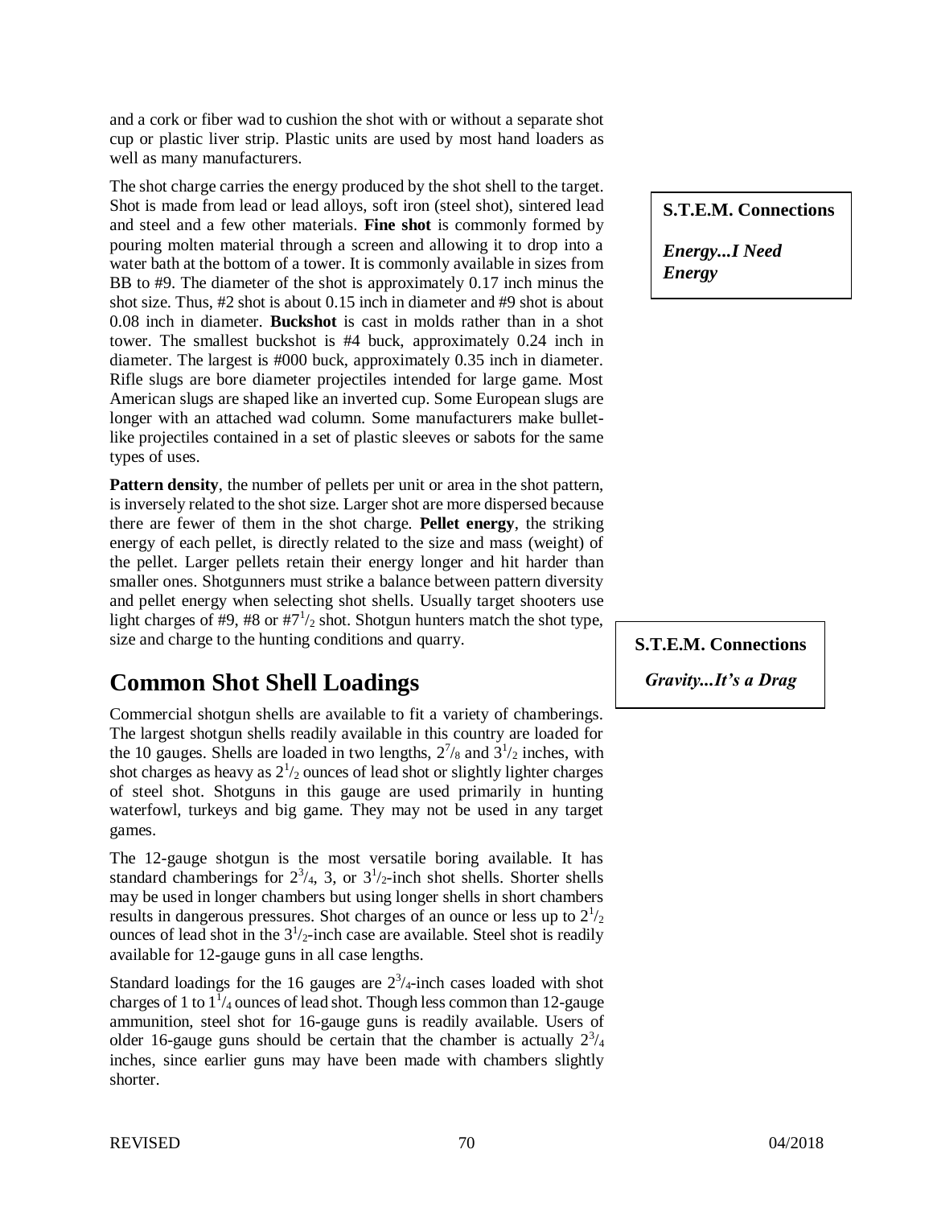and a cork or fiber wad to cushion the shot with or without a separate shot cup or plastic liver strip. Plastic units are used by most hand loaders as well as many manufacturers.

The shot charge carries the energy produced by the shot shell to the target. Shot is made from lead or lead alloys, soft iron (steel shot), sintered lead and steel and a few other materials. **Fine shot** is commonly formed by pouring molten material through a screen and allowing it to drop into a water bath at the bottom of a tower. It is commonly available in sizes from BB to #9. The diameter of the shot is approximately 0.17 inch minus the shot size. Thus, #2 shot is about 0.15 inch in diameter and #9 shot is about 0.08 inch in diameter. **Buckshot** is cast in molds rather than in a shot tower. The smallest buckshot is #4 buck, approximately 0.24 inch in diameter. The largest is #000 buck, approximately 0.35 inch in diameter. Rifle slugs are bore diameter projectiles intended for large game. Most American slugs are shaped like an inverted cup. Some European slugs are longer with an attached wad column. Some manufacturers make bullet-like projectiles contained in a set of plastic sleeves or sabots for the same types of uses.

> **S.T.E.M. Connections**
>
> ***Energy...I Need Energy***

**Pattern density**, the number of pellets per unit or area in the shot pattern, is inversely related to the shot size. Larger shot are more dispersed because there are fewer of them in the shot charge. **Pellet energy**, the striking energy of each pellet, is directly related to the size and mass (weight) of the pellet. Larger pellets retain their energy longer and hit harder than smaller ones. Shotgunners must strike a balance between pattern diversity and pellet energy when selecting shot shells. Usually target shooters use light charges of #9, #8 or #7 1/2 shot. Shotgun hunters match the shot type, size and charge to the hunting conditions and quarry.

> **S.T.E.M. Connections**
>
> ***Gravity...It's a Drag***

## Common Shot Shell Loadings

Commercial shotgun shells are available to fit a variety of chamberings. The largest shotgun shells readily available in this country are loaded for the 10 gauges. Shells are loaded in two lengths, 2 7/8 and 3 1/2 inches, with shot charges as heavy as 2 1/2 ounces of lead shot or slightly lighter charges of steel shot. Shotguns in this gauge are used primarily in hunting waterfowl, turkeys and big game. They may not be used in any target games.

The 12-gauge shotgun is the most versatile boring available. It has standard chamberings for 2 3/4, 3, or 3 1/2-inch shot shells. Shorter shells may be used in longer chambers but using longer shells in short chambers results in dangerous pressures. Shot charges of an ounce or less up to 2 1/2 ounces of lead shot in the 3 1/2-inch case are available. Steel shot is readily available for 12-gauge guns in all case lengths.

Standard loadings for the 16 gauges are 2 3/4-inch cases loaded with shot charges of 1 to 1 1/4 ounces of lead shot. Though less common than 12-gauge ammunition, steel shot for 16-gauge guns is readily available. Users of older 16-gauge guns should be certain that the chamber is actually 2 3/4 inches, since earlier guns may have been made with chambers slightly shorter.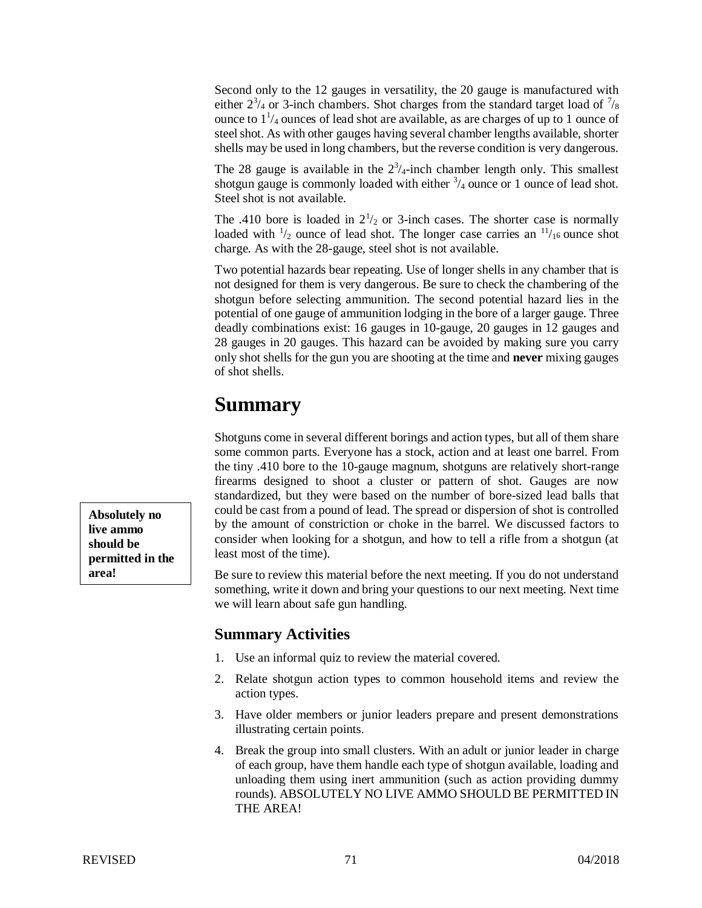Second only to the 12 gauges in versatility, the 20 gauge is manufactured with either $2^3/_4$ or 3-inch chambers. Shot charges from the standard target load of $^7/_8$ ounce to $1^1/_4$ ounces of lead shot are available, as are charges of up to 1 ounce of steel shot. As with other gauges having several chamber lengths available, shorter shells may be used in long chambers, but the reverse condition is very dangerous.

The 28 gauge is available in the $2^3/_4$-inch chamber length only. This smallest shotgun gauge is commonly loaded with either $^3/_4$ ounce or 1 ounce of lead shot. Steel shot is not available.

The .410 bore is loaded in $2^1/_2$ or 3-inch cases. The shorter case is normally loaded with $^1/_2$ ounce of lead shot. The longer case carries an $^{11}/_{16}$ ounce shot charge. As with the 28-gauge, steel shot is not available.

Two potential hazards bear repeating. Use of longer shells in any chamber that is not designed for them is very dangerous. Be sure to check the chambering of the shotgun before selecting ammunition. The second potential hazard lies in the potential of one gauge of ammunition lodging in the bore of a larger gauge. Three deadly combinations exist: 16 gauges in 10-gauge, 20 gauges in 12 gauges and 28 gauges in 20 gauges. This hazard can be avoided by making sure you carry only shot shells for the gun you are shooting at the time and **never** mixing gauges of shot shells.

# Summary

Shotguns come in several different borings and action types, but all of them share some common parts. Everyone has a stock, action and at least one barrel. From the tiny .410 bore to the 10-gauge magnum, shotguns are relatively short-range firearms designed to shoot a cluster or pattern of shot. Gauges are now standardized, but they were based on the number of bore-sized lead balls that could be cast from a pound of lead. The spread or dispersion of shot is controlled by the amount of constriction or choke in the barrel. We discussed factors to consider when looking for a shotgun, and how to tell a rifle from a shotgun (at least most of the time).

**Absolutely no live ammo should be permitted in the area!**

Be sure to review this material before the next meeting. If you do not understand something, write it down and bring your questions to our next meeting. Next time we will learn about safe gun handling.

## Summary Activities

1. Use an informal quiz to review the material covered.
2. Relate shotgun action types to common household items and review the action types.
3. Have older members or junior leaders prepare and present demonstrations illustrating certain points.
4. Break the group into small clusters. With an adult or junior leader in charge of each group, have them handle each type of shotgun available, loading and unloading them using inert ammunition (such as action providing dummy rounds). ABSOLUTELY NO LIVE AMMO SHOULD BE PERMITTED IN THE AREA!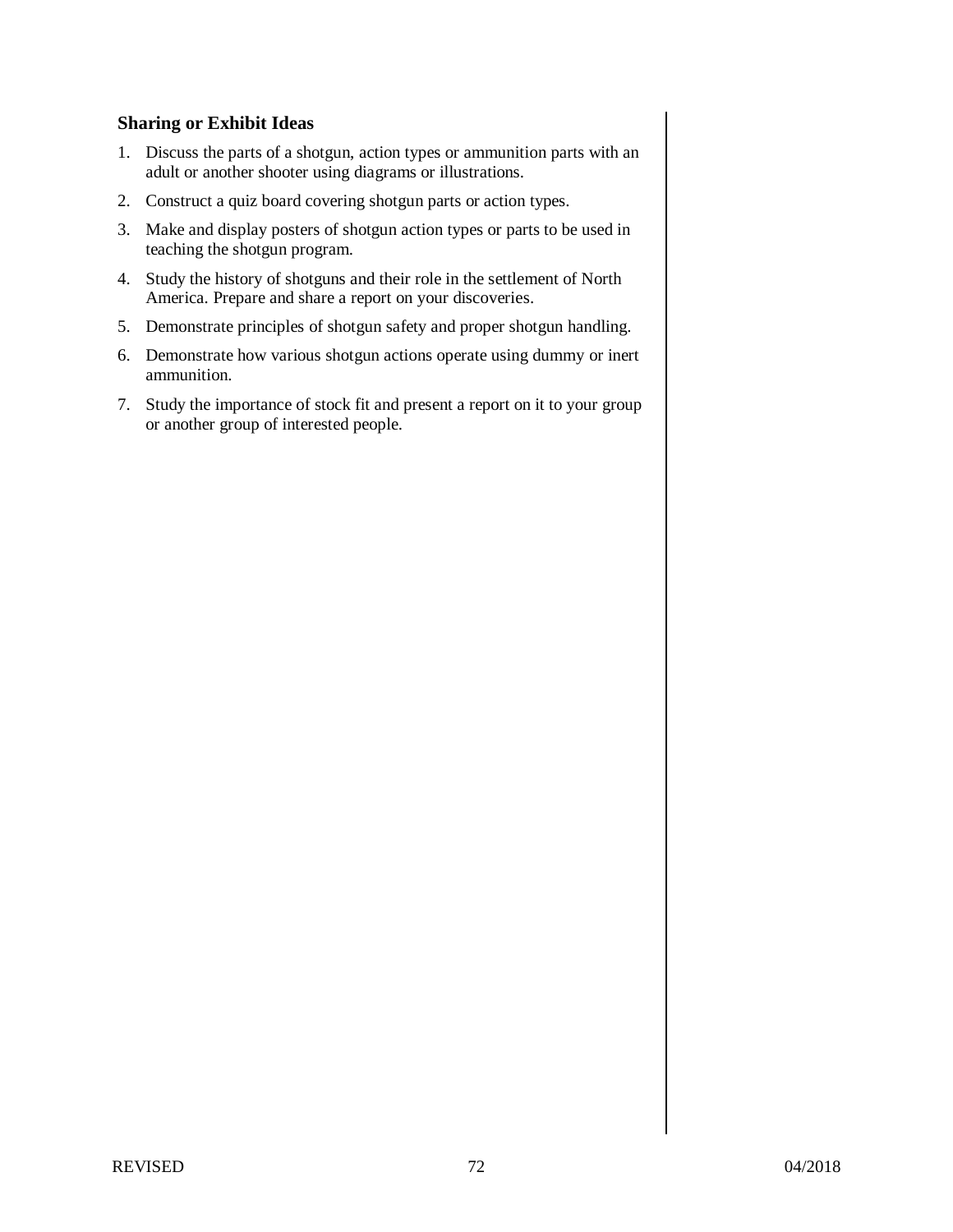**Sharing or Exhibit Ideas**

1. Discuss the parts of a shotgun, action types or ammunition parts with an adult or another shooter using diagrams or illustrations.
2. Construct a quiz board covering shotgun parts or action types.
3. Make and display posters of shotgun action types or parts to be used in teaching the shotgun program.
4. Study the history of shotguns and their role in the settlement of North America. Prepare and share a report on your discoveries.
5. Demonstrate principles of shotgun safety and proper shotgun handling.
6. Demonstrate how various shotgun actions operate using dummy or inert ammunition.
7. Study the importance of stock fit and present a report on it to your group or another group of interested people.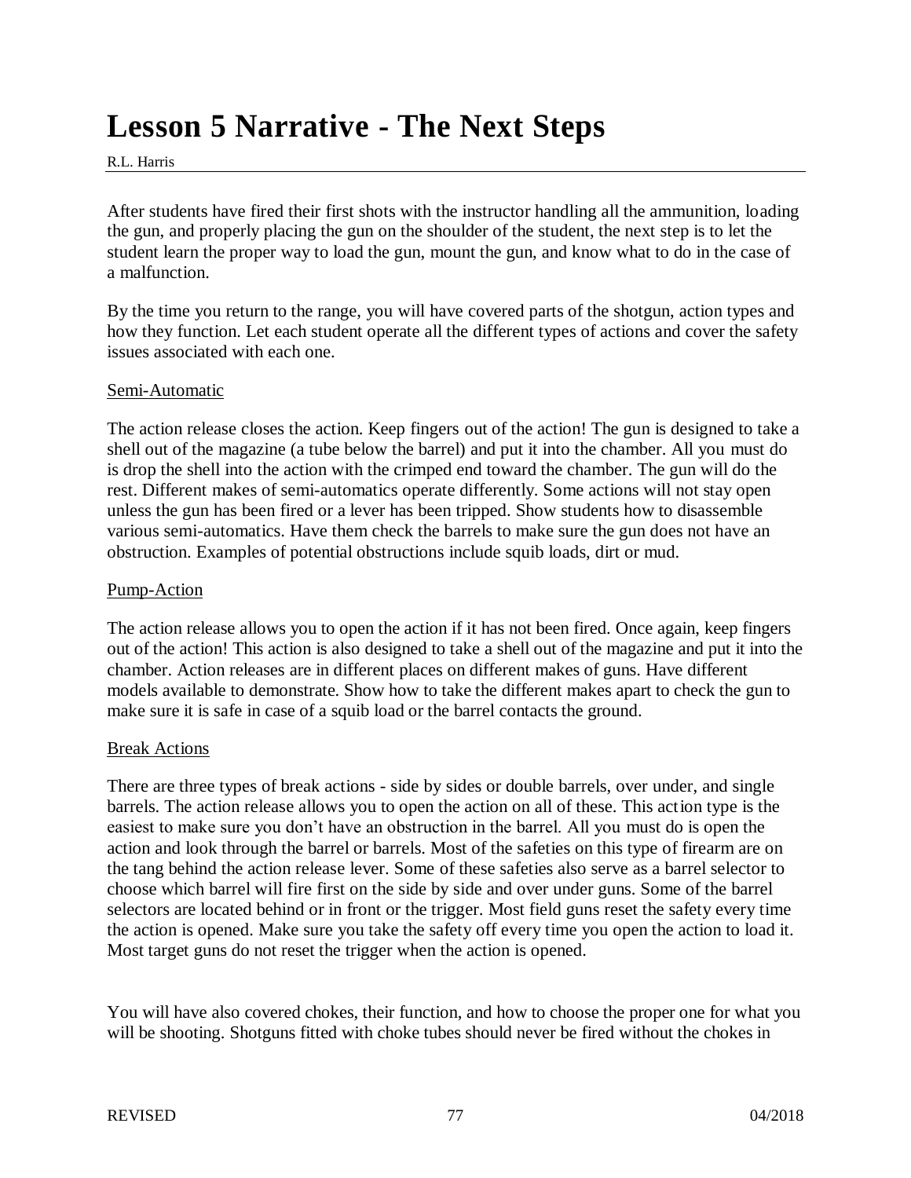# Lesson 5 Narrative - The Next Steps

R.L. Harris

After students have fired their first shots with the instructor handling all the ammunition, loading the gun, and properly placing the gun on the shoulder of the student, the next step is to let the student learn the proper way to load the gun, mount the gun, and know what to do in the case of a malfunction.

By the time you return to the range, you will have covered parts of the shotgun, action types and how they function. Let each student operate all the different types of actions and cover the safety issues associated with each one.

Semi-Automatic

The action release closes the action. Keep fingers out of the action! The gun is designed to take a shell out of the magazine (a tube below the barrel) and put it into the chamber. All you must do is drop the shell into the action with the crimped end toward the chamber. The gun will do the rest. Different makes of semi-automatics operate differently. Some actions will not stay open unless the gun has been fired or a lever has been tripped. Show students how to disassemble various semi-automatics. Have them check the barrels to make sure the gun does not have an obstruction. Examples of potential obstructions include squib loads, dirt or mud.

Pump-Action

The action release allows you to open the action if it has not been fired. Once again, keep fingers out of the action! This action is also designed to take a shell out of the magazine and put it into the chamber. Action releases are in different places on different makes of guns. Have different models available to demonstrate. Show how to take the different makes apart to check the gun to make sure it is safe in case of a squib load or the barrel contacts the ground.

Break Actions

There are three types of break actions - side by sides or double barrels, over under, and single barrels. The action release allows you to open the action on all of these. This action type is the easiest to make sure you don't have an obstruction in the barrel. All you must do is open the action and look through the barrel or barrels. Most of the safeties on this type of firearm are on the tang behind the action release lever. Some of these safeties also serve as a barrel selector to choose which barrel will fire first on the side by side and over under guns. Some of the barrel selectors are located behind or in front or the trigger. Most field guns reset the safety every time the action is opened. Make sure you take the safety off every time you open the action to load it. Most target guns do not reset the trigger when the action is opened.

You will have also covered chokes, their function, and how to choose the proper one for what you will be shooting. Shotguns fitted with choke tubes should never be fired without the chokes in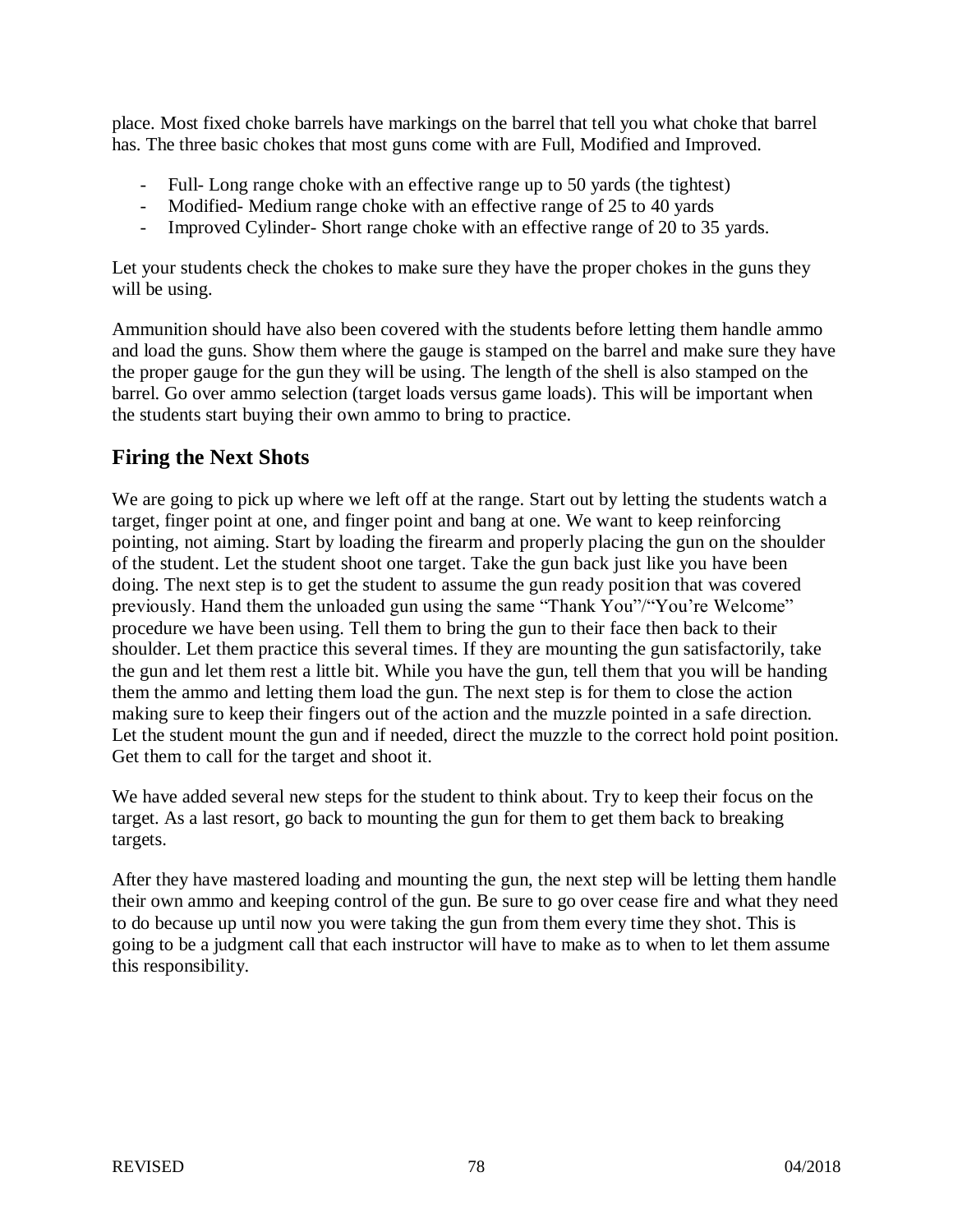place. Most fixed choke barrels have markings on the barrel that tell you what choke that barrel has. The three basic chokes that most guns come with are Full, Modified and Improved.

- Full- Long range choke with an effective range up to 50 yards (the tightest)
- Modified- Medium range choke with an effective range of 25 to 40 yards
- Improved Cylinder- Short range choke with an effective range of 20 to 35 yards.

Let your students check the chokes to make sure they have the proper chokes in the guns they will be using.

Ammunition should have also been covered with the students before letting them handle ammo and load the guns. Show them where the gauge is stamped on the barrel and make sure they have the proper gauge for the gun they will be using. The length of the shell is also stamped on the barrel. Go over ammo selection (target loads versus game loads). This will be important when the students start buying their own ammo to bring to practice.

## Firing the Next Shots

We are going to pick up where we left off at the range. Start out by letting the students watch a target, finger point at one, and finger point and bang at one. We want to keep reinforcing pointing, not aiming. Start by loading the firearm and properly placing the gun on the shoulder of the student. Let the student shoot one target. Take the gun back just like you have been doing. The next step is to get the student to assume the gun ready position that was covered previously. Hand them the unloaded gun using the same "Thank You"/"You're Welcome" procedure we have been using. Tell them to bring the gun to their face then back to their shoulder. Let them practice this several times. If they are mounting the gun satisfactorily, take the gun and let them rest a little bit. While you have the gun, tell them that you will be handing them the ammo and letting them load the gun. The next step is for them to close the action making sure to keep their fingers out of the action and the muzzle pointed in a safe direction. Let the student mount the gun and if needed, direct the muzzle to the correct hold point position. Get them to call for the target and shoot it.

We have added several new steps for the student to think about. Try to keep their focus on the target. As a last resort, go back to mounting the gun for them to get them back to breaking targets.

After they have mastered loading and mounting the gun, the next step will be letting them handle their own ammo and keeping control of the gun. Be sure to go over cease fire and what they need to do because up until now you were taking the gun from them every time they shot. This is going to be a judgment call that each instructor will have to make as to when to let them assume this responsibility.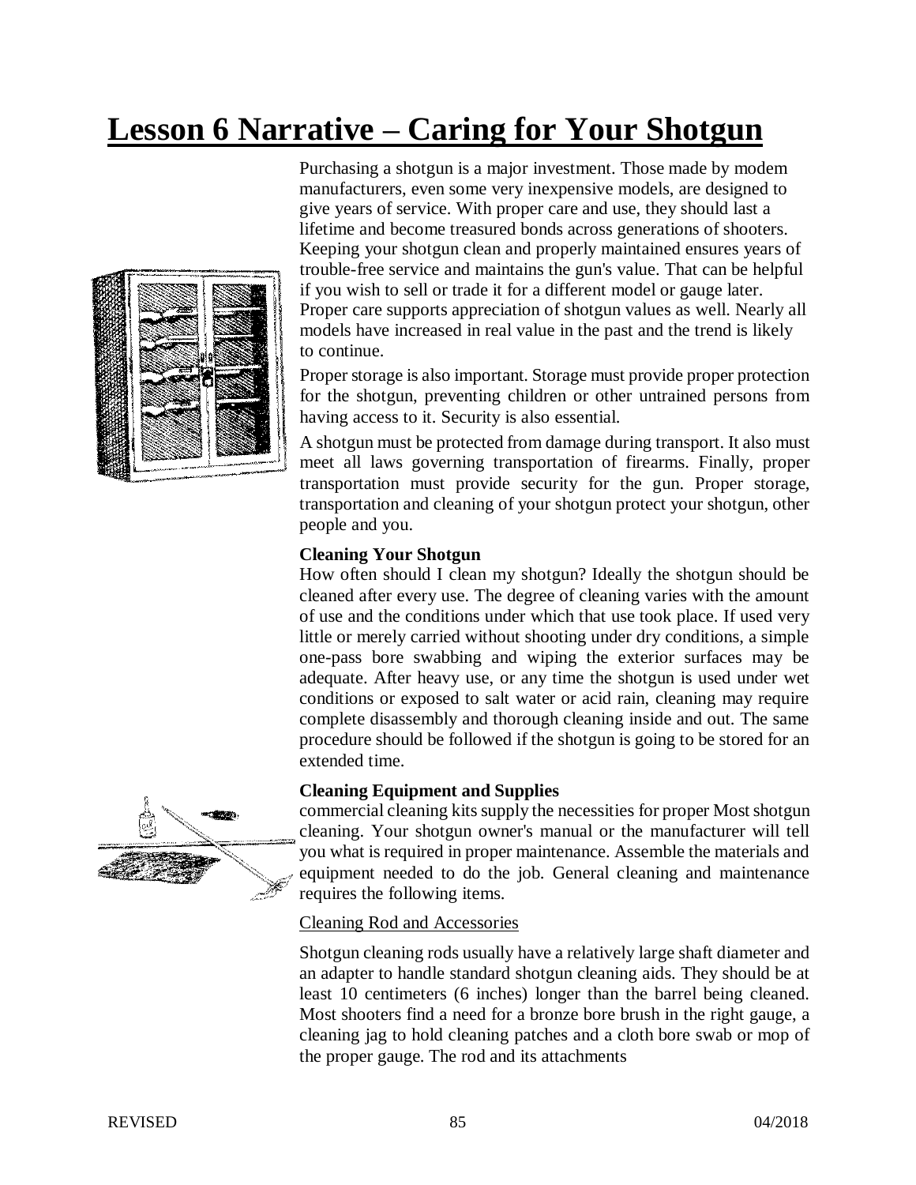# Lesson 6 Narrative – Caring for Your Shotgun

Purchasing a shotgun is a major investment. Those made by modem manufacturers, even some very inexpensive models, are designed to give years of service. With proper care and use, they should last a lifetime and become treasured bonds across generations of shooters. Keeping your shotgun clean and properly maintained ensures years of trouble-free service and maintains the gun's value. That can be helpful if you wish to sell or trade it for a different model or gauge later. Proper care supports appreciation of shotgun values as well. Nearly all models have increased in real value in the past and the trend is likely to continue.

Proper storage is also important. Storage must provide proper protection for the shotgun, preventing children or other untrained persons from having access to it. Security is also essential.

A shotgun must be protected from damage during transport. It also must meet all laws governing transportation of firearms. Finally, proper transportation must provide security for the gun. Proper storage, transportation and cleaning of your shotgun protect your shotgun, other people and you.

**Cleaning Your Shotgun**

How often should I clean my shotgun? Ideally the shotgun should be cleaned after every use. The degree of cleaning varies with the amount of use and the conditions under which that use took place. If used very little or merely carried without shooting under dry conditions, a simple one-pass bore swabbing and wiping the exterior surfaces may be adequate. After heavy use, or any time the shotgun is used under wet conditions or exposed to salt water or acid rain, cleaning may require complete disassembly and thorough cleaning inside and out. The same procedure should be followed if the shotgun is going to be stored for an extended time.

**Cleaning Equipment and Supplies**

commercial cleaning kits supply the necessities for proper Most shotgun cleaning. Your shotgun owner's manual or the manufacturer will tell you what is required in proper maintenance. Assemble the materials and equipment needed to do the job. General cleaning and maintenance requires the following items.

Cleaning Rod and Accessories

Shotgun cleaning rods usually have a relatively large shaft diameter and an adapter to handle standard shotgun cleaning aids. They should be at least 10 centimeters (6 inches) longer than the barrel being cleaned. Most shooters find a need for a bronze bore brush in the right gauge, a cleaning jag to hold cleaning patches and a cloth bore swab or mop of the proper gauge. The rod and its attachments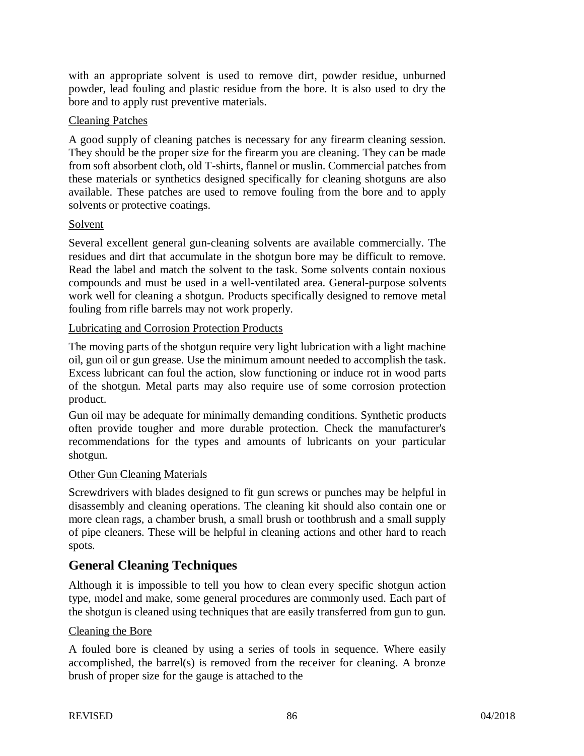with an appropriate solvent is used to remove dirt, powder residue, unburned powder, lead fouling and plastic residue from the bore. It is also used to dry the bore and to apply rust preventive materials.

Cleaning Patches

A good supply of cleaning patches is necessary for any firearm cleaning session. They should be the proper size for the firearm you are cleaning. They can be made from soft absorbent cloth, old T-shirts, flannel or muslin. Commercial patches from these materials or synthetics designed specifically for cleaning shotguns are also available. These patches are used to remove fouling from the bore and to apply solvents or protective coatings.

Solvent

Several excellent general gun-cleaning solvents are available commercially. The residues and dirt that accumulate in the shotgun bore may be difficult to remove. Read the label and match the solvent to the task. Some solvents contain noxious compounds and must be used in a well-ventilated area. General-purpose solvents work well for cleaning a shotgun. Products specifically designed to remove metal fouling from rifle barrels may not work properly.

Lubricating and Corrosion Protection Products

The moving parts of the shotgun require very light lubrication with a light machine oil, gun oil or gun grease. Use the minimum amount needed to accomplish the task. Excess lubricant can foul the action, slow functioning or induce rot in wood parts of the shotgun. Metal parts may also require use of some corrosion protection product.

Gun oil may be adequate for minimally demanding conditions. Synthetic products often provide tougher and more durable protection. Check the manufacturer's recommendations for the types and amounts of lubricants on your particular shotgun.

Other Gun Cleaning Materials

Screwdrivers with blades designed to fit gun screws or punches may be helpful in disassembly and cleaning operations. The cleaning kit should also contain one or more clean rags, a chamber brush, a small brush or toothbrush and a small supply of pipe cleaners. These will be helpful in cleaning actions and other hard to reach spots.

## General Cleaning Techniques

Although it is impossible to tell you how to clean every specific shotgun action type, model and make, some general procedures are commonly used. Each part of the shotgun is cleaned using techniques that are easily transferred from gun to gun.

Cleaning the Bore

A fouled bore is cleaned by using a series of tools in sequence. Where easily accomplished, the barrel(s) is removed from the receiver for cleaning. A bronze brush of proper size for the gauge is attached to the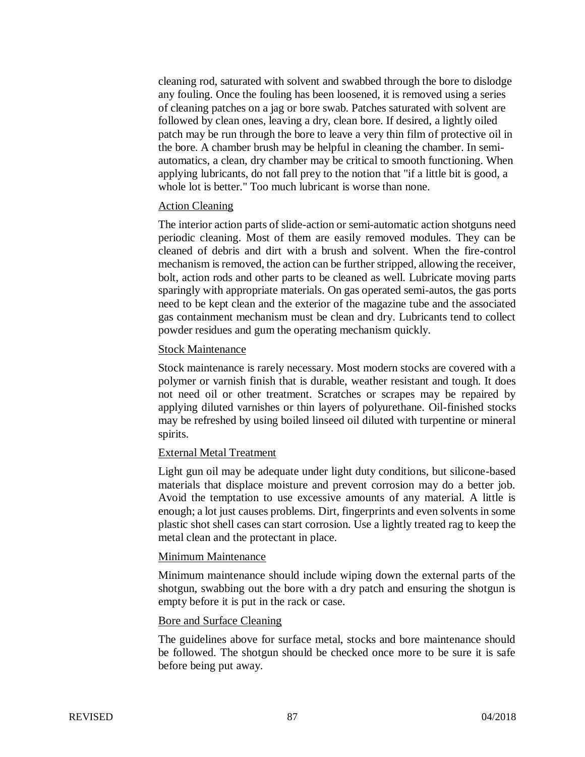cleaning rod, saturated with solvent and swabbed through the bore to dislodge any fouling. Once the fouling has been loosened, it is removed using a series of cleaning patches on a jag or bore swab. Patches saturated with solvent are followed by clean ones, leaving a dry, clean bore. If desired, a lightly oiled patch may be run through the bore to leave a very thin film of protective oil in the bore. A chamber brush may be helpful in cleaning the chamber. In semi-automatics, a clean, dry chamber may be critical to smooth functioning. When applying lubricants, do not fall prey to the notion that "if a little bit is good, a whole lot is better." Too much lubricant is worse than none.

<u>Action Cleaning</u>

The interior action parts of slide-action or semi-automatic action shotguns need periodic cleaning. Most of them are easily removed modules. They can be cleaned of debris and dirt with a brush and solvent. When the fire-control mechanism is removed, the action can be further stripped, allowing the receiver, bolt, action rods and other parts to be cleaned as well. Lubricate moving parts sparingly with appropriate materials. On gas operated semi-autos, the gas ports need to be kept clean and the exterior of the magazine tube and the associated gas containment mechanism must be clean and dry. Lubricants tend to collect powder residues and gum the operating mechanism quickly.

<u>Stock Maintenance</u>

Stock maintenance is rarely necessary. Most modern stocks are covered with a polymer or varnish finish that is durable, weather resistant and tough. It does not need oil or other treatment. Scratches or scrapes may be repaired by applying diluted varnishes or thin layers of polyurethane. Oil-finished stocks may be refreshed by using boiled linseed oil diluted with turpentine or mineral spirits.

<u>External Metal Treatment</u>

Light gun oil may be adequate under light duty conditions, but silicone-based materials that displace moisture and prevent corrosion may do a better job. Avoid the temptation to use excessive amounts of any material. A little is enough; a lot just causes problems. Dirt, fingerprints and even solvents in some plastic shot shell cases can start corrosion. Use a lightly treated rag to keep the metal clean and the protectant in place.

<u>Minimum Maintenance</u>

Minimum maintenance should include wiping down the external parts of the shotgun, swabbing out the bore with a dry patch and ensuring the shotgun is empty before it is put in the rack or case.

<u>Bore and Surface Cleaning</u>

The guidelines above for surface metal, stocks and bore maintenance should be followed. The shotgun should be checked once more to be sure it is safe before being put away.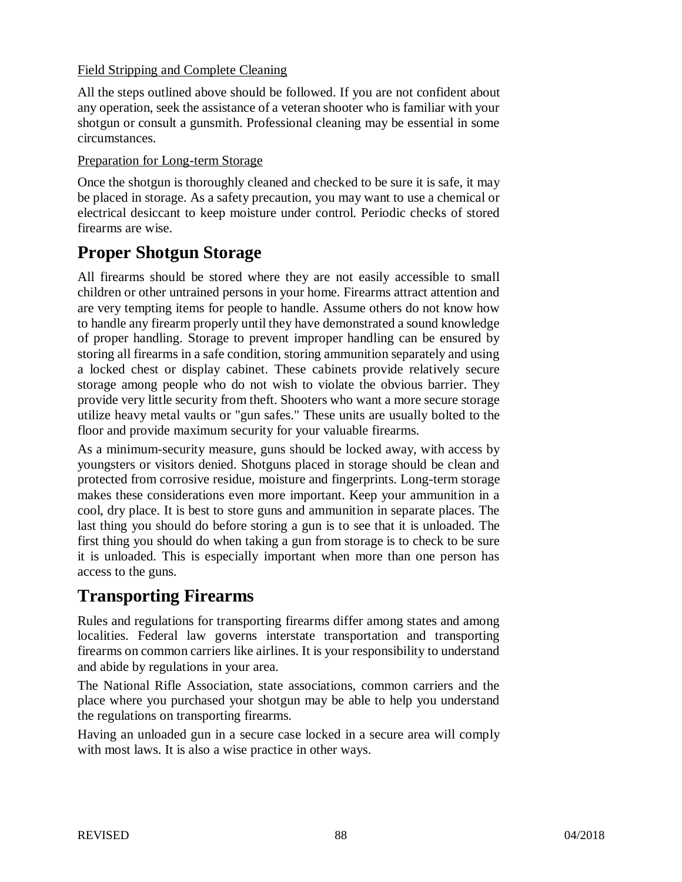Field Stripping and Complete Cleaning

All the steps outlined above should be followed. If you are not confident about any operation, seek the assistance of a veteran shooter who is familiar with your shotgun or consult a gunsmith. Professional cleaning may be essential in some circumstances.

Preparation for Long-term Storage

Once the shotgun is thoroughly cleaned and checked to be sure it is safe, it may be placed in storage. As a safety precaution, you may want to use a chemical or electrical desiccant to keep moisture under control. Periodic checks of stored firearms are wise.

## Proper Shotgun Storage

All firearms should be stored where they are not easily accessible to small children or other untrained persons in your home. Firearms attract attention and are very tempting items for people to handle. Assume others do not know how to handle any firearm properly until they have demonstrated a sound knowledge of proper handling. Storage to prevent improper handling can be ensured by storing all firearms in a safe condition, storing ammunition separately and using a locked chest or display cabinet. These cabinets provide relatively secure storage among people who do not wish to violate the obvious barrier. They provide very little security from theft. Shooters who want a more secure storage utilize heavy metal vaults or "gun safes." These units are usually bolted to the floor and provide maximum security for your valuable firearms.

As a minimum-security measure, guns should be locked away, with access by youngsters or visitors denied. Shotguns placed in storage should be clean and protected from corrosive residue, moisture and fingerprints. Long-term storage makes these considerations even more important. Keep your ammunition in a cool, dry place. It is best to store guns and ammunition in separate places. The last thing you should do before storing a gun is to see that it is unloaded. The first thing you should do when taking a gun from storage is to check to be sure it is unloaded. This is especially important when more than one person has access to the guns.

## Transporting Firearms

Rules and regulations for transporting firearms differ among states and among localities. Federal law governs interstate transportation and transporting firearms on common carriers like airlines. It is your responsibility to understand and abide by regulations in your area.

The National Rifle Association, state associations, common carriers and the place where you purchased your shotgun may be able to help you understand the regulations on transporting firearms.

Having an unloaded gun in a secure case locked in a secure area will comply with most laws. It is also a wise practice in other ways.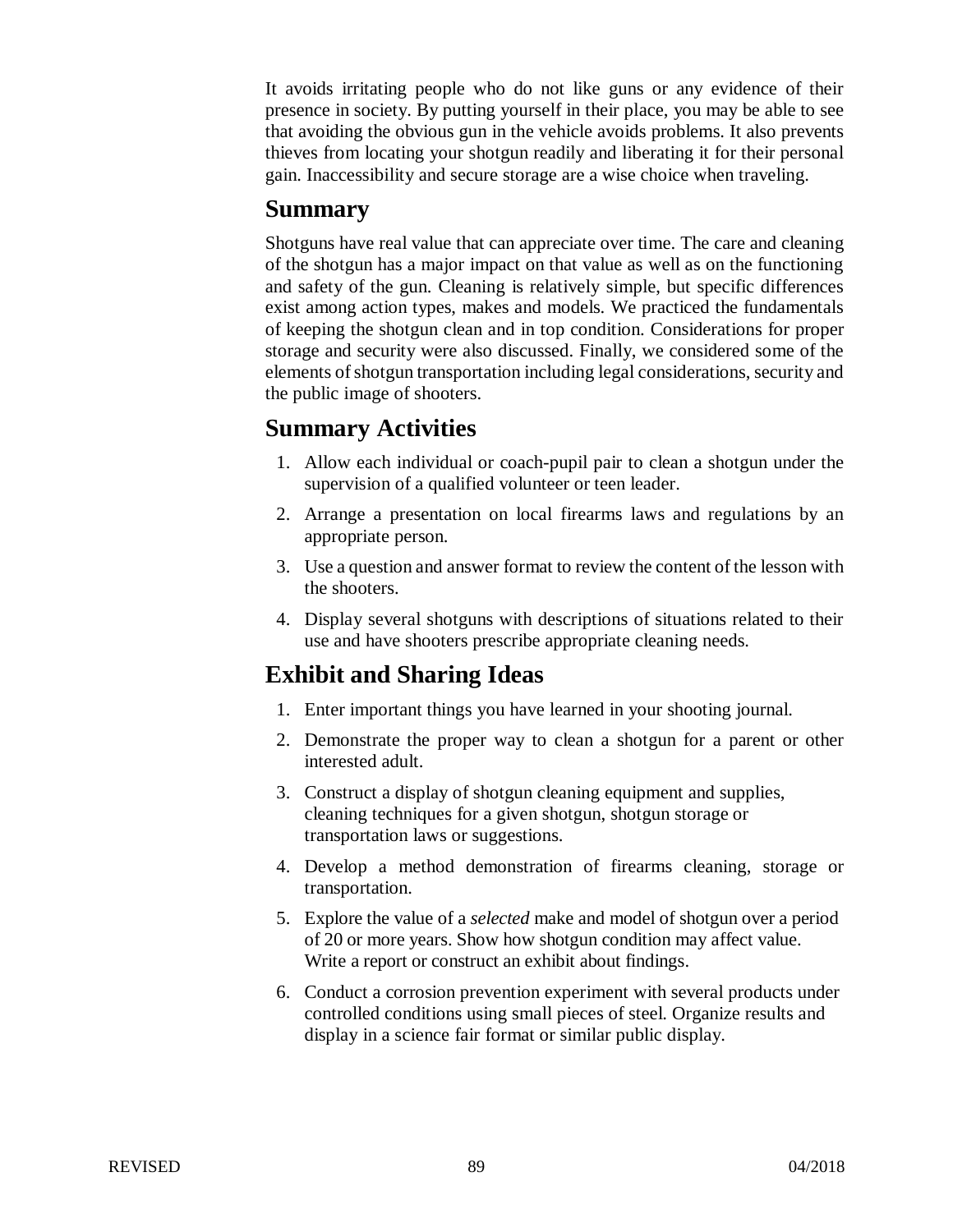It avoids irritating people who do not like guns or any evidence of their presence in society. By putting yourself in their place, you may be able to see that avoiding the obvious gun in the vehicle avoids problems. It also prevents thieves from locating your shotgun readily and liberating it for their personal gain. Inaccessibility and secure storage are a wise choice when traveling.

## Summary

Shotguns have real value that can appreciate over time. The care and cleaning of the shotgun has a major impact on that value as well as on the functioning and safety of the gun. Cleaning is relatively simple, but specific differences exist among action types, makes and models. We practiced the fundamentals of keeping the shotgun clean and in top condition. Considerations for proper storage and security were also discussed. Finally, we considered some of the elements of shotgun transportation including legal considerations, security and the public image of shooters.

## Summary Activities

1. Allow each individual or coach-pupil pair to clean a shotgun under the supervision of a qualified volunteer or teen leader.
2. Arrange a presentation on local firearms laws and regulations by an appropriate person.
3. Use a question and answer format to review the content of the lesson with the shooters.
4. Display several shotguns with descriptions of situations related to their use and have shooters prescribe appropriate cleaning needs.

## Exhibit and Sharing Ideas

1. Enter important things you have learned in your shooting journal.
2. Demonstrate the proper way to clean a shotgun for a parent or other interested adult.
3. Construct a display of shotgun cleaning equipment and supplies, cleaning techniques for a given shotgun, shotgun storage or transportation laws or suggestions.
4. Develop a method demonstration of firearms cleaning, storage or transportation.
5. Explore the value of a *selected* make and model of shotgun over a period of 20 or more years. Show how shotgun condition may affect value. Write a report or construct an exhibit about findings.
6. Conduct a corrosion prevention experiment with several products under controlled conditions using small pieces of steel. Organize results and display in a science fair format or similar public display.